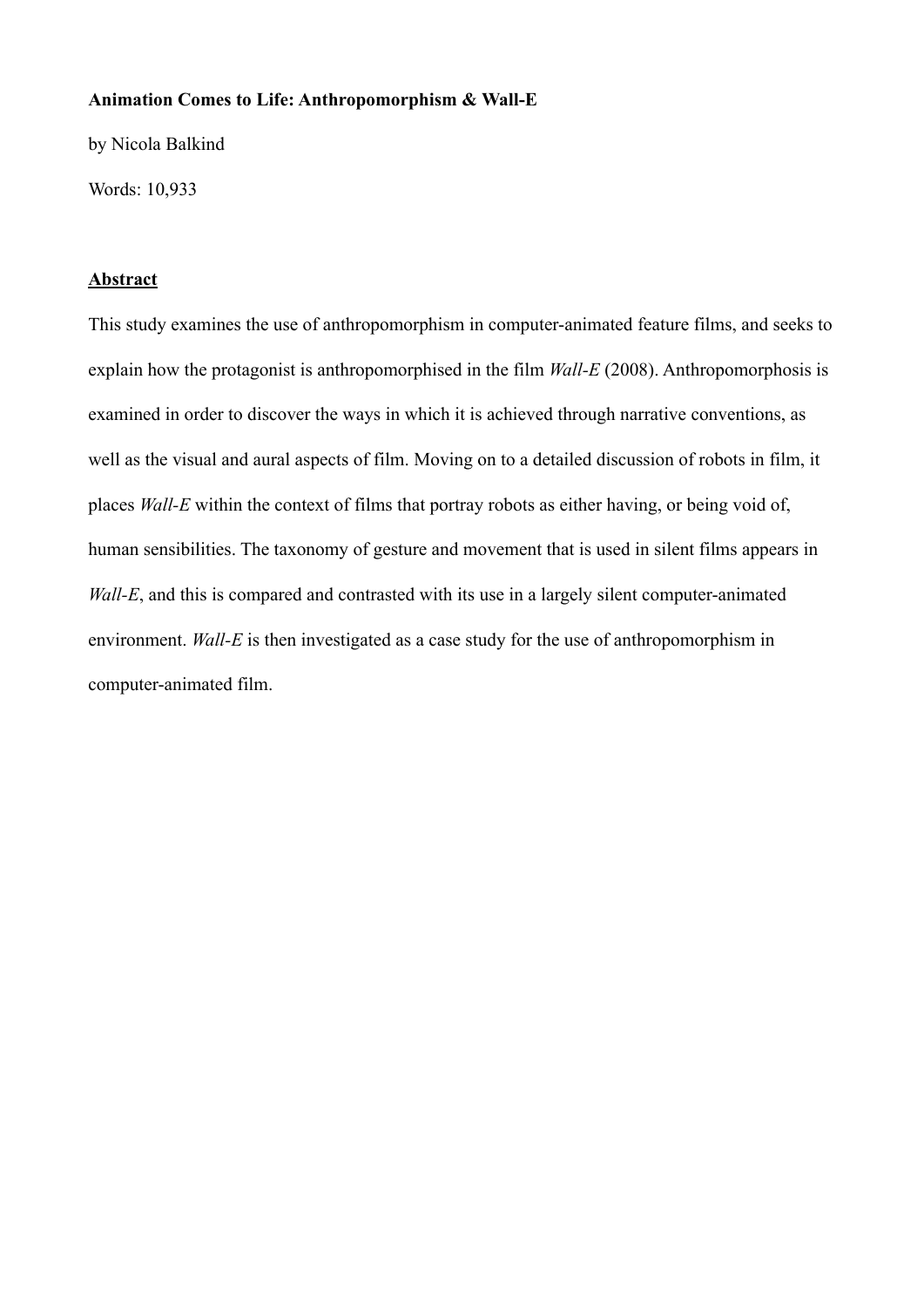**Animation Comes to Life: Anthropomorphism & Wall-E**

by Nicola Balkind

Words: 10,933

## Abstract

This study examines the use of anthropomorphism in computer-animated feature films, and seeks to explain how the protagonist is anthropomorphised in the film *Wall-E* (2008). Anthropomorphosis is examined in order to discover the ways in which it is achieved through narrative conventions, as well as the visual and aural aspects of film. Moving on to a detailed discussion of robots in film, it places *Wall-E* within the context of films that portray robots as either having, or being void of, human sensibilities. The taxonomy of gesture and movement that is used in silent films appears in *Wall-E*, and this is compared and contrasted with its use in a largely silent computer-animated environment. *Wall-E* is then investigated as a case study for the use of anthropomorphism in computer-animated film.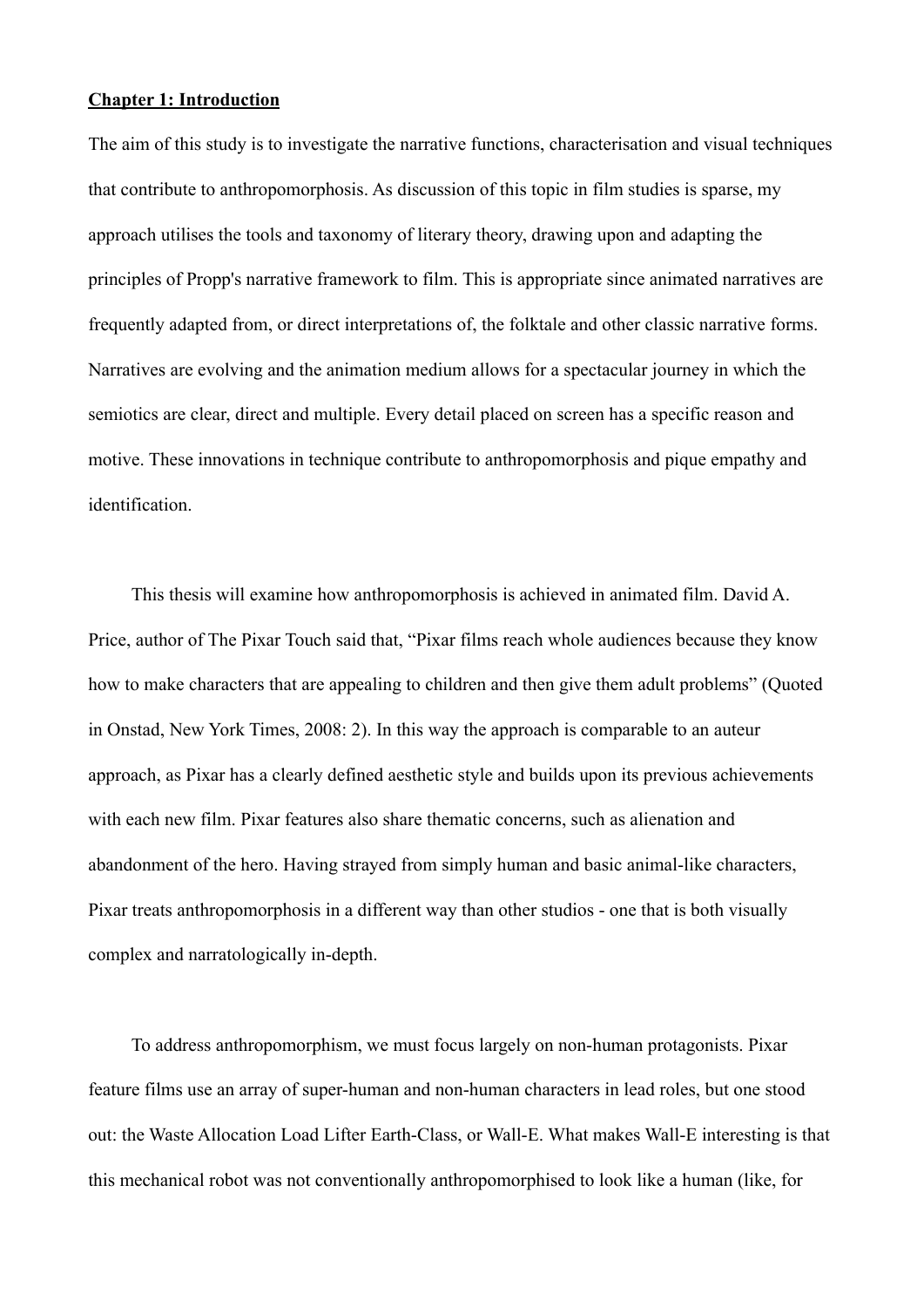**Chapter 1: Introduction**

The aim of this study is to investigate the narrative functions, characterisation and visual techniques that contribute to anthropomorphosis. As discussion of this topic in film studies is sparse, my approach utilises the tools and taxonomy of literary theory, drawing upon and adapting the principles of Propp's narrative framework to film. This is appropriate since animated narratives are frequently adapted from, or direct interpretations of, the folktale and other classic narrative forms. Narratives are evolving and the animation medium allows for a spectacular journey in which the semiotics are clear, direct and multiple. Every detail placed on screen has a specific reason and motive. These innovations in technique contribute to anthropomorphosis and pique empathy and identification.

This thesis will examine how anthropomorphosis is achieved in animated film. David A. Price, author of The Pixar Touch said that, "Pixar films reach whole audiences because they know how to make characters that are appealing to children and then give them adult problems" (Quoted in Onstad, New York Times, 2008: 2). In this way the approach is comparable to an auteur approach, as Pixar has a clearly defined aesthetic style and builds upon its previous achievements with each new film. Pixar features also share thematic concerns, such as alienation and abandonment of the hero. Having strayed from simply human and basic animal-like characters, Pixar treats anthropomorphosis in a different way than other studios - one that is both visually complex and narratologically in-depth.

To address anthropomorphism, we must focus largely on non-human protagonists. Pixar feature films use an array of super-human and non-human characters in lead roles, but one stood out: the Waste Allocation Load Lifter Earth-Class, or Wall-E. What makes Wall-E interesting is that this mechanical robot was not conventionally anthropomorphised to look like a human (like, for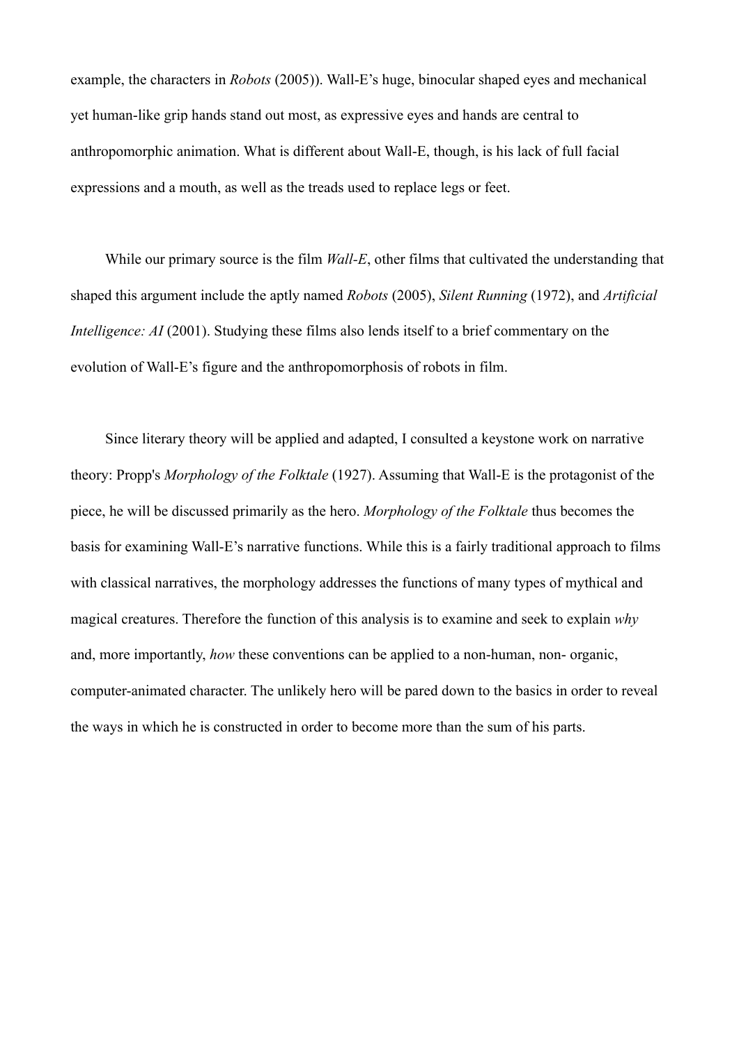example, the characters in *Robots* (2005)). Wall-E's huge, binocular shaped eyes and mechanical yet human-like grip hands stand out most, as expressive eyes and hands are central to anthropomorphic animation. What is different about Wall-E, though, is his lack of full facial expressions and a mouth, as well as the treads used to replace legs or feet.

While our primary source is the film *Wall-E*, other films that cultivated the understanding that shaped this argument include the aptly named *Robots* (2005), *Silent Running* (1972), and *Artificial Intelligence: AI* (2001). Studying these films also lends itself to a brief commentary on the evolution of Wall-E's figure and the anthropomorphosis of robots in film.

Since literary theory will be applied and adapted, I consulted a keystone work on narrative theory: Propp's *Morphology of the Folktale* (1927). Assuming that Wall-E is the protagonist of the piece, he will be discussed primarily as the hero. *Morphology of the Folktale* thus becomes the basis for examining Wall-E's narrative functions. While this is a fairly traditional approach to films with classical narratives, the morphology addresses the functions of many types of mythical and magical creatures. Therefore the function of this analysis is to examine and seek to explain *why* and, more importantly, *how* these conventions can be applied to a non-human, non- organic, computer-animated character. The unlikely hero will be pared down to the basics in order to reveal the ways in which he is constructed in order to become more than the sum of his parts.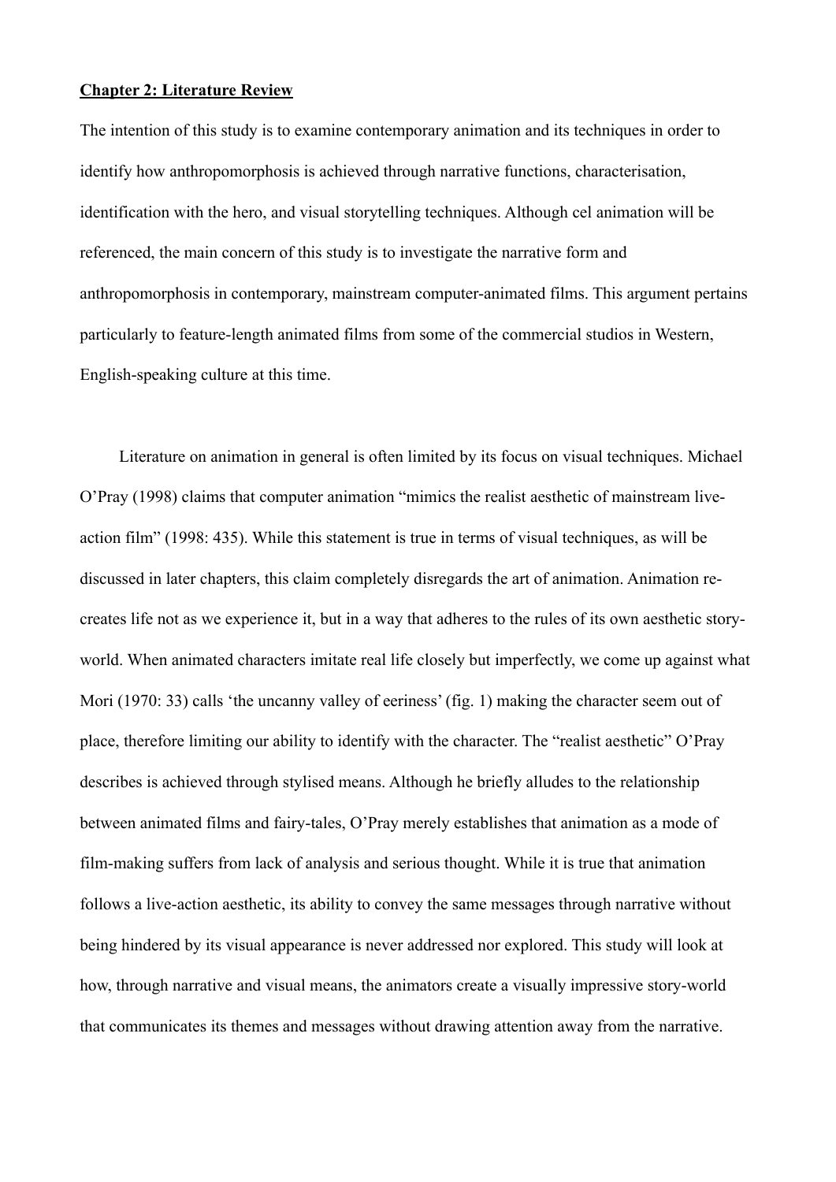**Chapter 2: Literature Review**

The intention of this study is to examine contemporary animation and its techniques in order to identify how anthropomorphosis is achieved through narrative functions, characterisation, identification with the hero, and visual storytelling techniques. Although cel animation will be referenced, the main concern of this study is to investigate the narrative form and anthropomorphosis in contemporary, mainstream computer-animated films. This argument pertains particularly to feature-length animated films from some of the commercial studios in Western, English-speaking culture at this time.

Literature on animation in general is often limited by its focus on visual techniques. Michael O'Pray (1998) claims that computer animation "mimics the realist aesthetic of mainstream live-action film" (1998: 435). While this statement is true in terms of visual techniques, as will be discussed in later chapters, this claim completely disregards the art of animation. Animation re-creates life not as we experience it, but in a way that adheres to the rules of its own aesthetic story-world. When animated characters imitate real life closely but imperfectly, we come up against what Mori (1970: 33) calls 'the uncanny valley of eeriness' (fig. 1) making the character seem out of place, therefore limiting our ability to identify with the character. The "realist aesthetic" O'Pray describes is achieved through stylised means. Although he briefly alludes to the relationship between animated films and fairy-tales, O'Pray merely establishes that animation as a mode of film-making suffers from lack of analysis and serious thought. While it is true that animation follows a live-action aesthetic, its ability to convey the same messages through narrative without being hindered by its visual appearance is never addressed nor explored. This study will look at how, through narrative and visual means, the animators create a visually impressive story-world that communicates its themes and messages without drawing attention away from the narrative.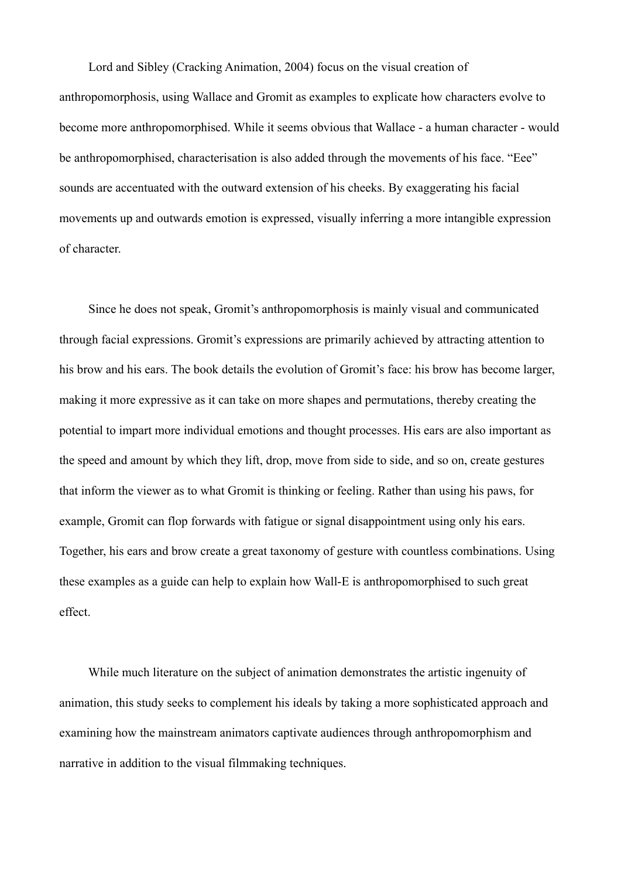Lord and Sibley (Cracking Animation, 2004) focus on the visual creation of anthropomorphosis, using Wallace and Gromit as examples to explicate how characters evolve to become more anthropomorphised. While it seems obvious that Wallace - a human character - would be anthropomorphised, characterisation is also added through the movements of his face. "Eee" sounds are accentuated with the outward extension of his cheeks. By exaggerating his facial movements up and outwards emotion is expressed, visually inferring a more intangible expression of character.

Since he does not speak, Gromit's anthropomorphosis is mainly visual and communicated through facial expressions. Gromit's expressions are primarily achieved by attracting attention to his brow and his ears. The book details the evolution of Gromit's face: his brow has become larger, making it more expressive as it can take on more shapes and permutations, thereby creating the potential to impart more individual emotions and thought processes. His ears are also important as the speed and amount by which they lift, drop, move from side to side, and so on, create gestures that inform the viewer as to what Gromit is thinking or feeling. Rather than using his paws, for example, Gromit can flop forwards with fatigue or signal disappointment using only his ears. Together, his ears and brow create a great taxonomy of gesture with countless combinations. Using these examples as a guide can help to explain how Wall-E is anthropomorphised to such great effect.

While much literature on the subject of animation demonstrates the artistic ingenuity of animation, this study seeks to complement his ideals by taking a more sophisticated approach and examining how the mainstream animators captivate audiences through anthropomorphism and narrative in addition to the visual filmmaking techniques.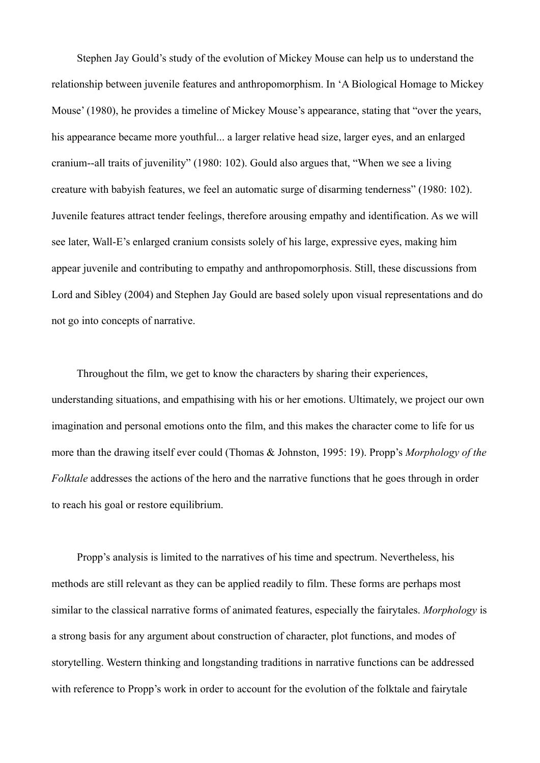Stephen Jay Gould's study of the evolution of Mickey Mouse can help us to understand the relationship between juvenile features and anthropomorphism. In 'A Biological Homage to Mickey Mouse' (1980), he provides a timeline of Mickey Mouse's appearance, stating that "over the years, his appearance became more youthful... a larger relative head size, larger eyes, and an enlarged cranium--all traits of juvenility" (1980: 102). Gould also argues that, "When we see a living creature with babyish features, we feel an automatic surge of disarming tenderness" (1980: 102). Juvenile features attract tender feelings, therefore arousing empathy and identification. As we will see later, Wall-E's enlarged cranium consists solely of his large, expressive eyes, making him appear juvenile and contributing to empathy and anthropomorphosis. Still, these discussions from Lord and Sibley (2004) and Stephen Jay Gould are based solely upon visual representations and do not go into concepts of narrative.

Throughout the film, we get to know the characters by sharing their experiences, understanding situations, and empathising with his or her emotions. Ultimately, we project our own imagination and personal emotions onto the film, and this makes the character come to life for us more than the drawing itself ever could (Thomas & Johnston, 1995: 19). Propp's *Morphology of the Folktale* addresses the actions of the hero and the narrative functions that he goes through in order to reach his goal or restore equilibrium.

Propp's analysis is limited to the narratives of his time and spectrum. Nevertheless, his methods are still relevant as they can be applied readily to film. These forms are perhaps most similar to the classical narrative forms of animated features, especially the fairytales. *Morphology* is a strong basis for any argument about construction of character, plot functions, and modes of storytelling. Western thinking and longstanding traditions in narrative functions can be addressed with reference to Propp's work in order to account for the evolution of the folktale and fairytale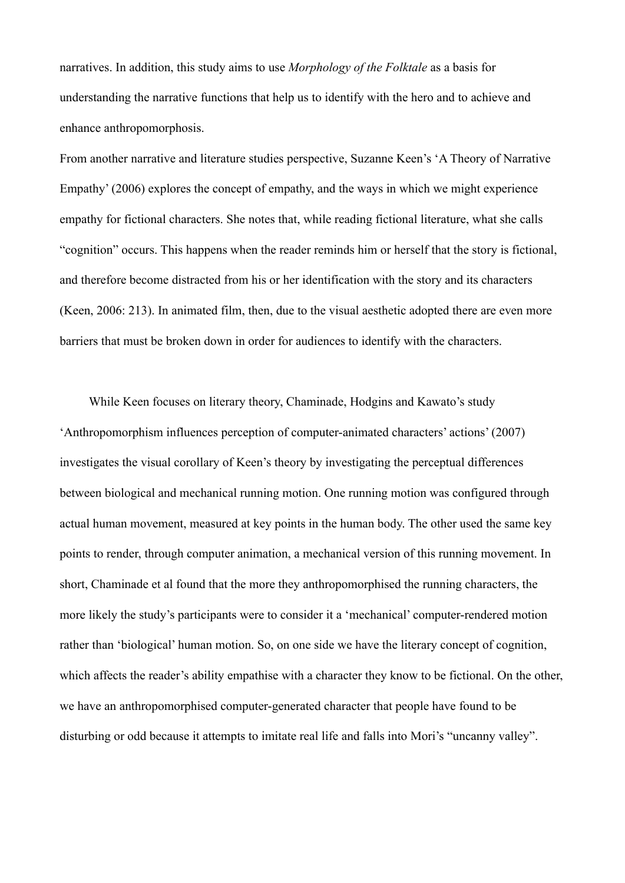narratives. In addition, this study aims to use *Morphology of the Folktale* as a basis for understanding the narrative functions that help us to identify with the hero and to achieve and enhance anthropomorphosis.

From another narrative and literature studies perspective, Suzanne Keen's 'A Theory of Narrative Empathy' (2006) explores the concept of empathy, and the ways in which we might experience empathy for fictional characters. She notes that, while reading fictional literature, what she calls "cognition" occurs. This happens when the reader reminds him or herself that the story is fictional, and therefore become distracted from his or her identification with the story and its characters (Keen, 2006: 213). In animated film, then, due to the visual aesthetic adopted there are even more barriers that must be broken down in order for audiences to identify with the characters.

While Keen focuses on literary theory, Chaminade, Hodgins and Kawato's study 'Anthropomorphism influences perception of computer-animated characters' actions' (2007) investigates the visual corollary of Keen's theory by investigating the perceptual differences between biological and mechanical running motion. One running motion was configured through actual human movement, measured at key points in the human body. The other used the same key points to render, through computer animation, a mechanical version of this running movement. In short, Chaminade et al found that the more they anthropomorphised the running characters, the more likely the study's participants were to consider it a 'mechanical' computer-rendered motion rather than 'biological' human motion. So, on one side we have the literary concept of cognition, which affects the reader's ability empathise with a character they know to be fictional. On the other, we have an anthropomorphised computer-generated character that people have found to be disturbing or odd because it attempts to imitate real life and falls into Mori's "uncanny valley".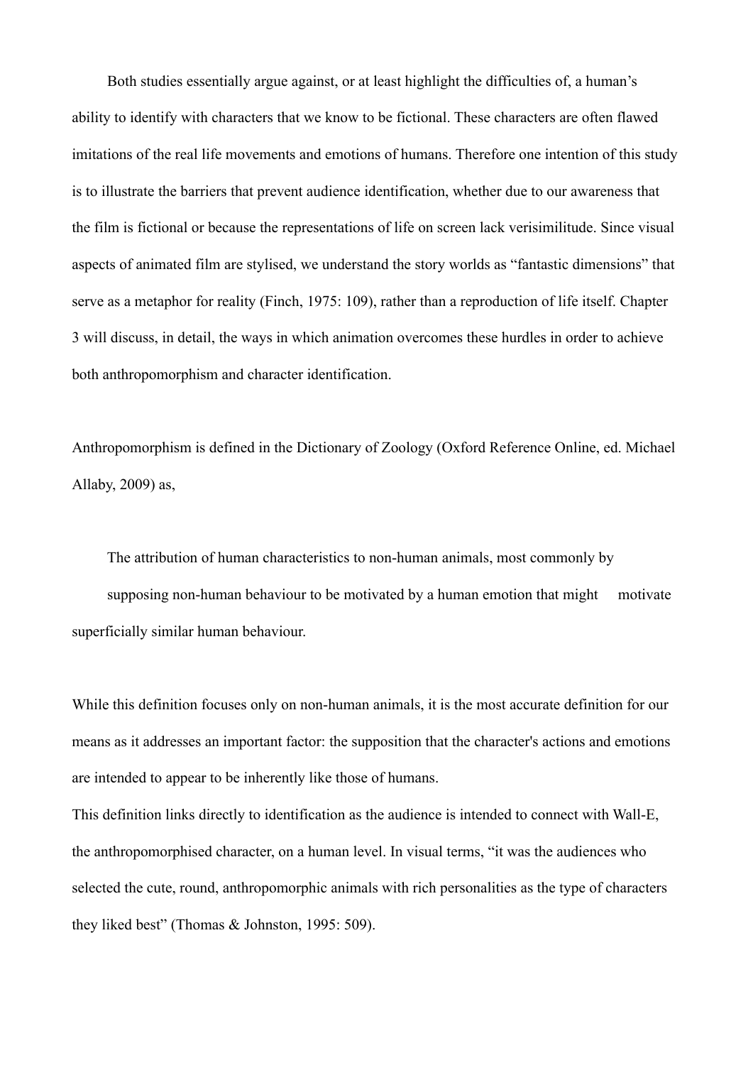Both studies essentially argue against, or at least highlight the difficulties of, a human's ability to identify with characters that we know to be fictional. These characters are often flawed imitations of the real life movements and emotions of humans. Therefore one intention of this study is to illustrate the barriers that prevent audience identification, whether due to our awareness that the film is fictional or because the representations of life on screen lack verisimilitude. Since visual aspects of animated film are stylised, we understand the story worlds as "fantastic dimensions" that serve as a metaphor for reality (Finch, 1975: 109), rather than a reproduction of life itself. Chapter 3 will discuss, in detail, the ways in which animation overcomes these hurdles in order to achieve both anthropomorphism and character identification.

Anthropomorphism is defined in the Dictionary of Zoology (Oxford Reference Online, ed. Michael Allaby, 2009) as,

> The attribution of human characteristics to non-human animals, most commonly by supposing non-human behaviour to be motivated by a human emotion that might motivate superficially similar human behaviour.

While this definition focuses only on non-human animals, it is the most accurate definition for our means as it addresses an important factor: the supposition that the character's actions and emotions are intended to appear to be inherently like those of humans.

This definition links directly to identification as the audience is intended to connect with Wall-E, the anthropomorphised character, on a human level. In visual terms, "it was the audiences who selected the cute, round, anthropomorphic animals with rich personalities as the type of characters they liked best" (Thomas & Johnston, 1995: 509).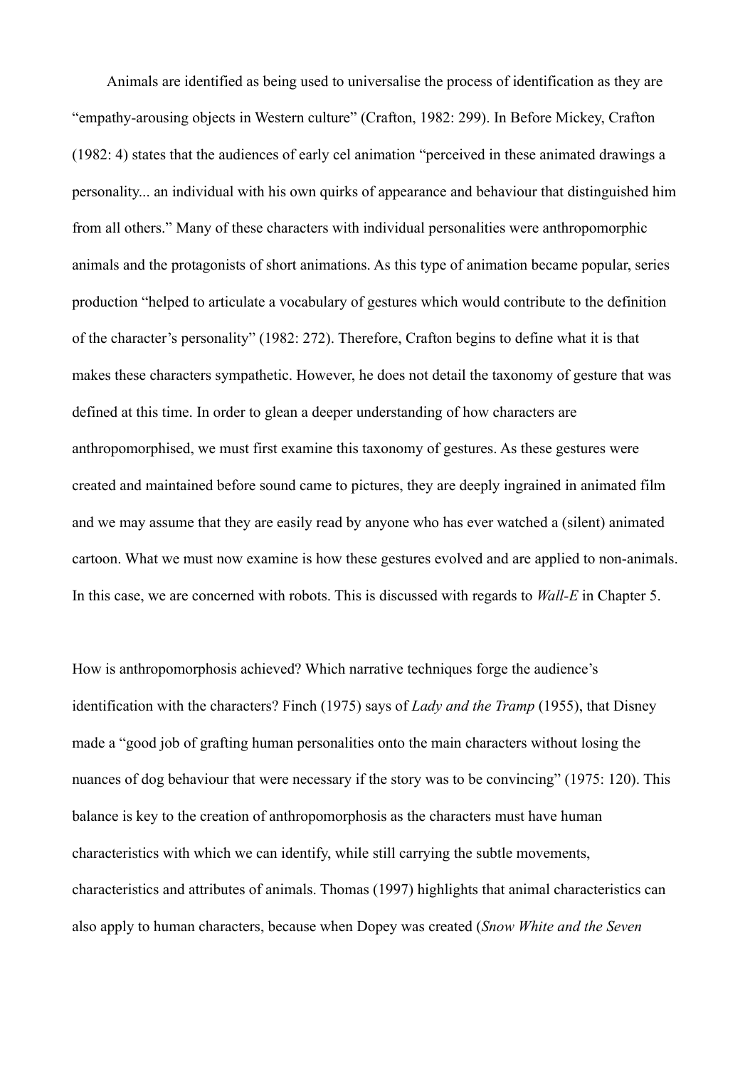Animals are identified as being used to universalise the process of identification as they are "empathy-arousing objects in Western culture" (Crafton, 1982: 299). In Before Mickey, Crafton (1982: 4) states that the audiences of early cel animation "perceived in these animated drawings a personality... an individual with his own quirks of appearance and behaviour that distinguished him from all others." Many of these characters with individual personalities were anthropomorphic animals and the protagonists of short animations. As this type of animation became popular, series production "helped to articulate a vocabulary of gestures which would contribute to the definition of the character's personality" (1982: 272). Therefore, Crafton begins to define what it is that makes these characters sympathetic. However, he does not detail the taxonomy of gesture that was defined at this time. In order to glean a deeper understanding of how characters are anthropomorphised, we must first examine this taxonomy of gestures. As these gestures were created and maintained before sound came to pictures, they are deeply ingrained in animated film and we may assume that they are easily read by anyone who has ever watched a (silent) animated cartoon. What we must now examine is how these gestures evolved and are applied to non-animals. In this case, we are concerned with robots. This is discussed with regards to *Wall-E* in Chapter 5.

How is anthropomorphosis achieved? Which narrative techniques forge the audience's identification with the characters? Finch (1975) says of *Lady and the Tramp* (1955), that Disney made a "good job of grafting human personalities onto the main characters without losing the nuances of dog behaviour that were necessary if the story was to be convincing" (1975: 120). This balance is key to the creation of anthropomorphosis as the characters must have human characteristics with which we can identify, while still carrying the subtle movements, characteristics and attributes of animals. Thomas (1997) highlights that animal characteristics can also apply to human characters, because when Dopey was created (*Snow White and the Seven*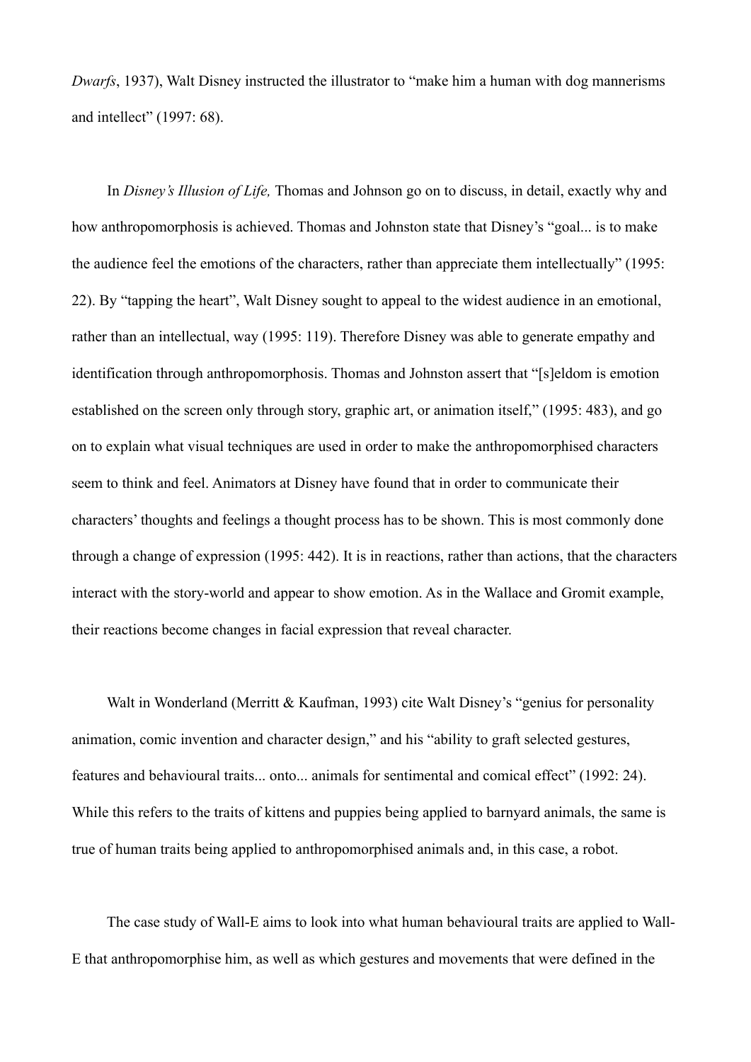*Dwarfs*, 1937), Walt Disney instructed the illustrator to "make him a human with dog mannerisms and intellect" (1997: 68).

In *Disney's Illusion of Life,* Thomas and Johnson go on to discuss, in detail, exactly why and how anthropomorphosis is achieved. Thomas and Johnston state that Disney's "goal... is to make the audience feel the emotions of the characters, rather than appreciate them intellectually" (1995: 22). By "tapping the heart", Walt Disney sought to appeal to the widest audience in an emotional, rather than an intellectual, way (1995: 119). Therefore Disney was able to generate empathy and identification through anthropomorphosis. Thomas and Johnston assert that "[s]eldom is emotion established on the screen only through story, graphic art, or animation itself," (1995: 483), and go on to explain what visual techniques are used in order to make the anthropomorphised characters seem to think and feel. Animators at Disney have found that in order to communicate their characters' thoughts and feelings a thought process has to be shown. This is most commonly done through a change of expression (1995: 442). It is in reactions, rather than actions, that the characters interact with the story-world and appear to show emotion. As in the Wallace and Gromit example, their reactions become changes in facial expression that reveal character.

Walt in Wonderland (Merritt & Kaufman, 1993) cite Walt Disney's "genius for personality animation, comic invention and character design," and his "ability to graft selected gestures, features and behavioural traits... onto... animals for sentimental and comical effect" (1992: 24). While this refers to the traits of kittens and puppies being applied to barnyard animals, the same is true of human traits being applied to anthropomorphised animals and, in this case, a robot.

The case study of Wall-E aims to look into what human behavioural traits are applied to Wall-E that anthropomorphise him, as well as which gestures and movements that were defined in the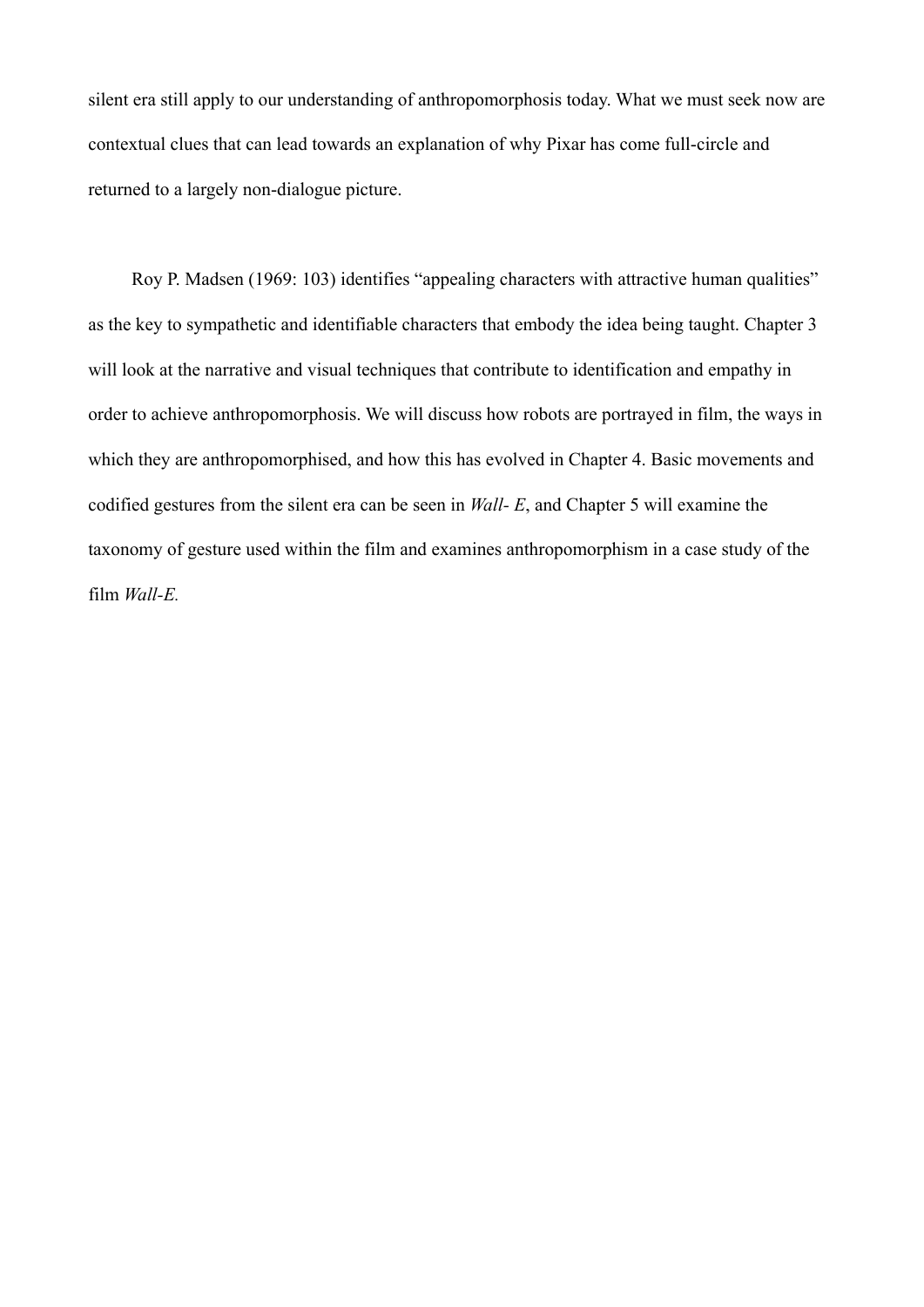silent era still apply to our understanding of anthropomorphosis today. What we must seek now are contextual clues that can lead towards an explanation of why Pixar has come full-circle and returned to a largely non-dialogue picture.

Roy P. Madsen (1969: 103) identifies "appealing characters with attractive human qualities" as the key to sympathetic and identifiable characters that embody the idea being taught. Chapter 3 will look at the narrative and visual techniques that contribute to identification and empathy in order to achieve anthropomorphosis. We will discuss how robots are portrayed in film, the ways in which they are anthropomorphised, and how this has evolved in Chapter 4. Basic movements and codified gestures from the silent era can be seen in *Wall- E*, and Chapter 5 will examine the taxonomy of gesture used within the film and examines anthropomorphism in a case study of the film *Wall-E.*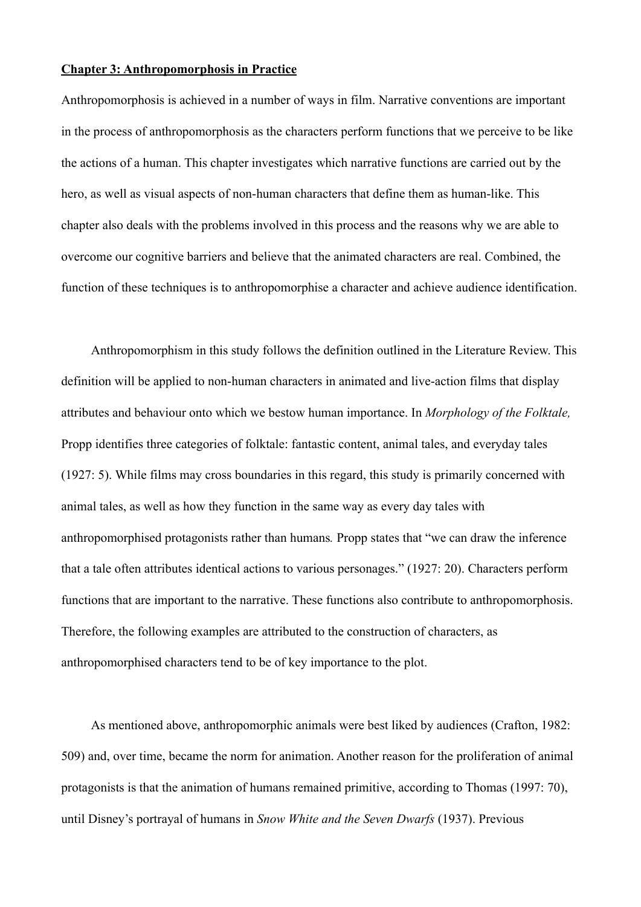## **Chapter 3: Anthropomorphosis in Practice**

Anthropomorphosis is achieved in a number of ways in film. Narrative conventions are important in the process of anthropomorphosis as the characters perform functions that we perceive to be like the actions of a human. This chapter investigates which narrative functions are carried out by the hero, as well as visual aspects of non-human characters that define them as human-like. This chapter also deals with the problems involved in this process and the reasons why we are able to overcome our cognitive barriers and believe that the animated characters are real. Combined, the function of these techniques is to anthropomorphise a character and achieve audience identification.

Anthropomorphism in this study follows the definition outlined in the Literature Review. This definition will be applied to non-human characters in animated and live-action films that display attributes and behaviour onto which we bestow human importance. In *Morphology of the Folktale,* Propp identifies three categories of folktale: fantastic content, animal tales, and everyday tales (1927: 5). While films may cross boundaries in this regard, this study is primarily concerned with animal tales, as well as how they function in the same way as every day tales with anthropomorphised protagonists rather than humans*.* Propp states that "we can draw the inference that a tale often attributes identical actions to various personages." (1927: 20). Characters perform functions that are important to the narrative. These functions also contribute to anthropomorphosis. Therefore, the following examples are attributed to the construction of characters, as anthropomorphised characters tend to be of key importance to the plot.

As mentioned above, anthropomorphic animals were best liked by audiences (Crafton, 1982: 509) and, over time, became the norm for animation. Another reason for the proliferation of animal protagonists is that the animation of humans remained primitive, according to Thomas (1997: 70), until Disney's portrayal of humans in *Snow White and the Seven Dwarfs* (1937). Previous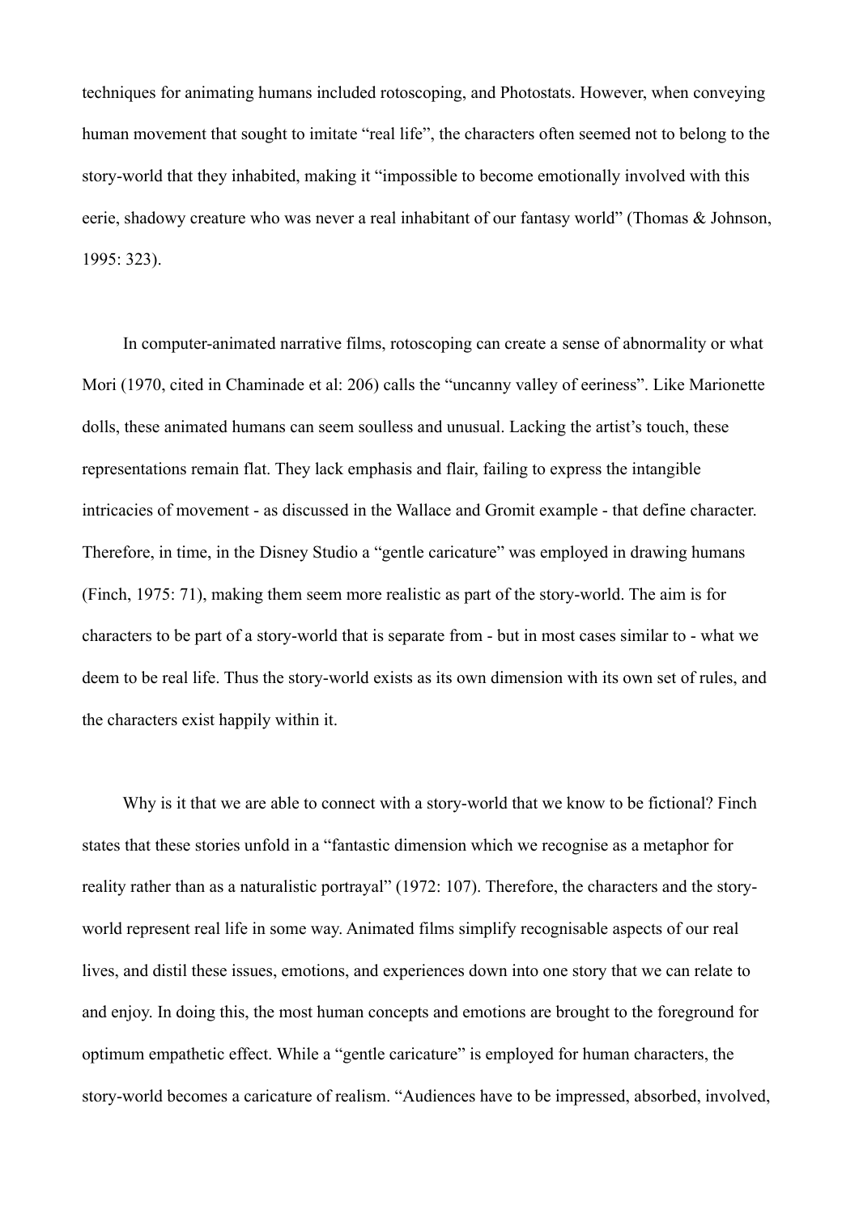techniques for animating humans included rotoscoping, and Photostats. However, when conveying human movement that sought to imitate "real life", the characters often seemed not to belong to the story-world that they inhabited, making it "impossible to become emotionally involved with this eerie, shadowy creature who was never a real inhabitant of our fantasy world" (Thomas & Johnson, 1995: 323).

In computer-animated narrative films, rotoscoping can create a sense of abnormality or what Mori (1970, cited in Chaminade et al: 206) calls the "uncanny valley of eeriness". Like Marionette dolls, these animated humans can seem soulless and unusual. Lacking the artist's touch, these representations remain flat. They lack emphasis and flair, failing to express the intangible intricacies of movement - as discussed in the Wallace and Gromit example - that define character. Therefore, in time, in the Disney Studio a "gentle caricature" was employed in drawing humans (Finch, 1975: 71), making them seem more realistic as part of the story-world. The aim is for characters to be part of a story-world that is separate from - but in most cases similar to - what we deem to be real life. Thus the story-world exists as its own dimension with its own set of rules, and the characters exist happily within it.

Why is it that we are able to connect with a story-world that we know to be fictional? Finch states that these stories unfold in a "fantastic dimension which we recognise as a metaphor for reality rather than as a naturalistic portrayal" (1972: 107). Therefore, the characters and the story-world represent real life in some way. Animated films simplify recognisable aspects of our real lives, and distil these issues, emotions, and experiences down into one story that we can relate to and enjoy. In doing this, the most human concepts and emotions are brought to the foreground for optimum empathetic effect. While a "gentle caricature" is employed for human characters, the story-world becomes a caricature of realism. "Audiences have to be impressed, absorbed, involved,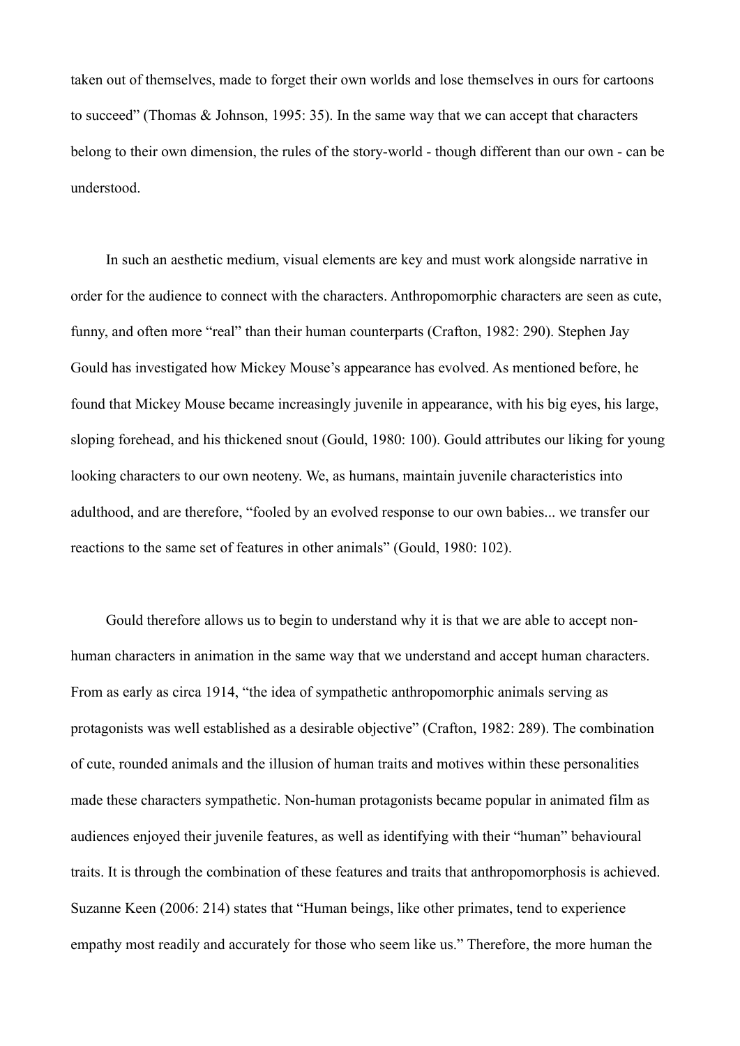taken out of themselves, made to forget their own worlds and lose themselves in ours for cartoons to succeed" (Thomas & Johnson, 1995: 35). In the same way that we can accept that characters belong to their own dimension, the rules of the story-world - though different than our own - can be understood.

In such an aesthetic medium, visual elements are key and must work alongside narrative in order for the audience to connect with the characters. Anthropomorphic characters are seen as cute, funny, and often more "real" than their human counterparts (Crafton, 1982: 290). Stephen Jay Gould has investigated how Mickey Mouse's appearance has evolved. As mentioned before, he found that Mickey Mouse became increasingly juvenile in appearance, with his big eyes, his large, sloping forehead, and his thickened snout (Gould, 1980: 100). Gould attributes our liking for young looking characters to our own neoteny. We, as humans, maintain juvenile characteristics into adulthood, and are therefore, "fooled by an evolved response to our own babies... we transfer our reactions to the same set of features in other animals" (Gould, 1980: 102).

Gould therefore allows us to begin to understand why it is that we are able to accept non-human characters in animation in the same way that we understand and accept human characters. From as early as circa 1914, "the idea of sympathetic anthropomorphic animals serving as protagonists was well established as a desirable objective" (Crafton, 1982: 289). The combination of cute, rounded animals and the illusion of human traits and motives within these personalities made these characters sympathetic. Non-human protagonists became popular in animated film as audiences enjoyed their juvenile features, as well as identifying with their "human" behavioural traits. It is through the combination of these features and traits that anthropomorphosis is achieved. Suzanne Keen (2006: 214) states that "Human beings, like other primates, tend to experience empathy most readily and accurately for those who seem like us." Therefore, the more human the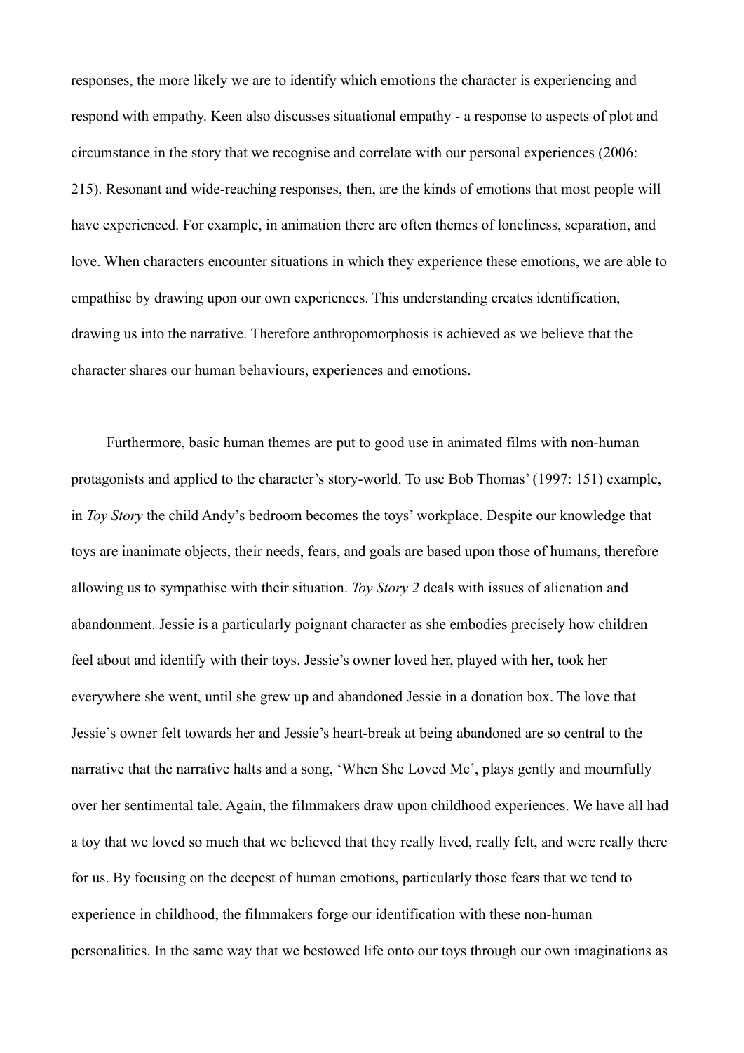responses, the more likely we are to identify which emotions the character is experiencing and respond with empathy. Keen also discusses situational empathy - a response to aspects of plot and circumstance in the story that we recognise and correlate with our personal experiences (2006: 215). Resonant and wide-reaching responses, then, are the kinds of emotions that most people will have experienced. For example, in animation there are often themes of loneliness, separation, and love. When characters encounter situations in which they experience these emotions, we are able to empathise by drawing upon our own experiences. This understanding creates identification, drawing us into the narrative. Therefore anthropomorphosis is achieved as we believe that the character shares our human behaviours, experiences and emotions.

Furthermore, basic human themes are put to good use in animated films with non-human protagonists and applied to the character's story-world. To use Bob Thomas' (1997: 151) example, in *Toy Story* the child Andy's bedroom becomes the toys' workplace. Despite our knowledge that toys are inanimate objects, their needs, fears, and goals are based upon those of humans, therefore allowing us to sympathise with their situation. *Toy Story 2* deals with issues of alienation and abandonment. Jessie is a particularly poignant character as she embodies precisely how children feel about and identify with their toys. Jessie's owner loved her, played with her, took her everywhere she went, until she grew up and abandoned Jessie in a donation box. The love that Jessie's owner felt towards her and Jessie's heart-break at being abandoned are so central to the narrative that the narrative halts and a song, 'When She Loved Me', plays gently and mournfully over her sentimental tale. Again, the filmmakers draw upon childhood experiences. We have all had a toy that we loved so much that we believed that they really lived, really felt, and were really there for us. By focusing on the deepest of human emotions, particularly those fears that we tend to experience in childhood, the filmmakers forge our identification with these non-human personalities. In the same way that we bestowed life onto our toys through our own imaginations as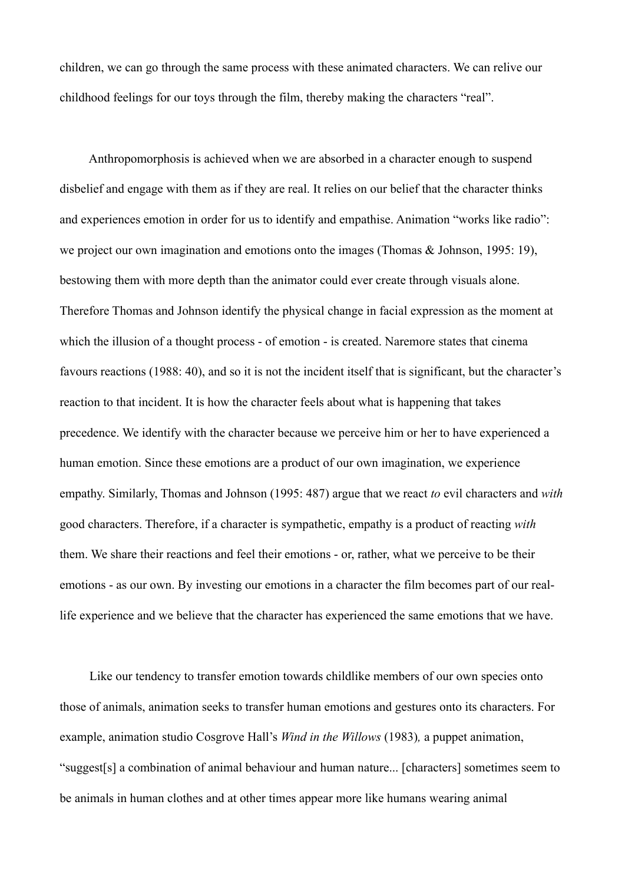children, we can go through the same process with these animated characters. We can relive our childhood feelings for our toys through the film, thereby making the characters "real".

Anthropomorphosis is achieved when we are absorbed in a character enough to suspend disbelief and engage with them as if they are real. It relies on our belief that the character thinks and experiences emotion in order for us to identify and empathise. Animation "works like radio": we project our own imagination and emotions onto the images (Thomas & Johnson, 1995: 19), bestowing them with more depth than the animator could ever create through visuals alone. Therefore Thomas and Johnson identify the physical change in facial expression as the moment at which the illusion of a thought process - of emotion - is created. Naremore states that cinema favours reactions (1988: 40), and so it is not the incident itself that is significant, but the character's reaction to that incident. It is how the character feels about what is happening that takes precedence. We identify with the character because we perceive him or her to have experienced a human emotion. Since these emotions are a product of our own imagination, we experience empathy. Similarly, Thomas and Johnson (1995: 487) argue that we react *to* evil characters and *with* good characters. Therefore, if a character is sympathetic, empathy is a product of reacting *with* them. We share their reactions and feel their emotions - or, rather, what we perceive to be their emotions - as our own. By investing our emotions in a character the film becomes part of our real-life experience and we believe that the character has experienced the same emotions that we have.

Like our tendency to transfer emotion towards childlike members of our own species onto those of animals, animation seeks to transfer human emotions and gestures onto its characters. For example, animation studio Cosgrove Hall's *Wind in the Willows* (1983), a puppet animation, "suggest[s] a combination of animal behaviour and human nature... [characters] sometimes seem to be animals in human clothes and at other times appear more like humans wearing animal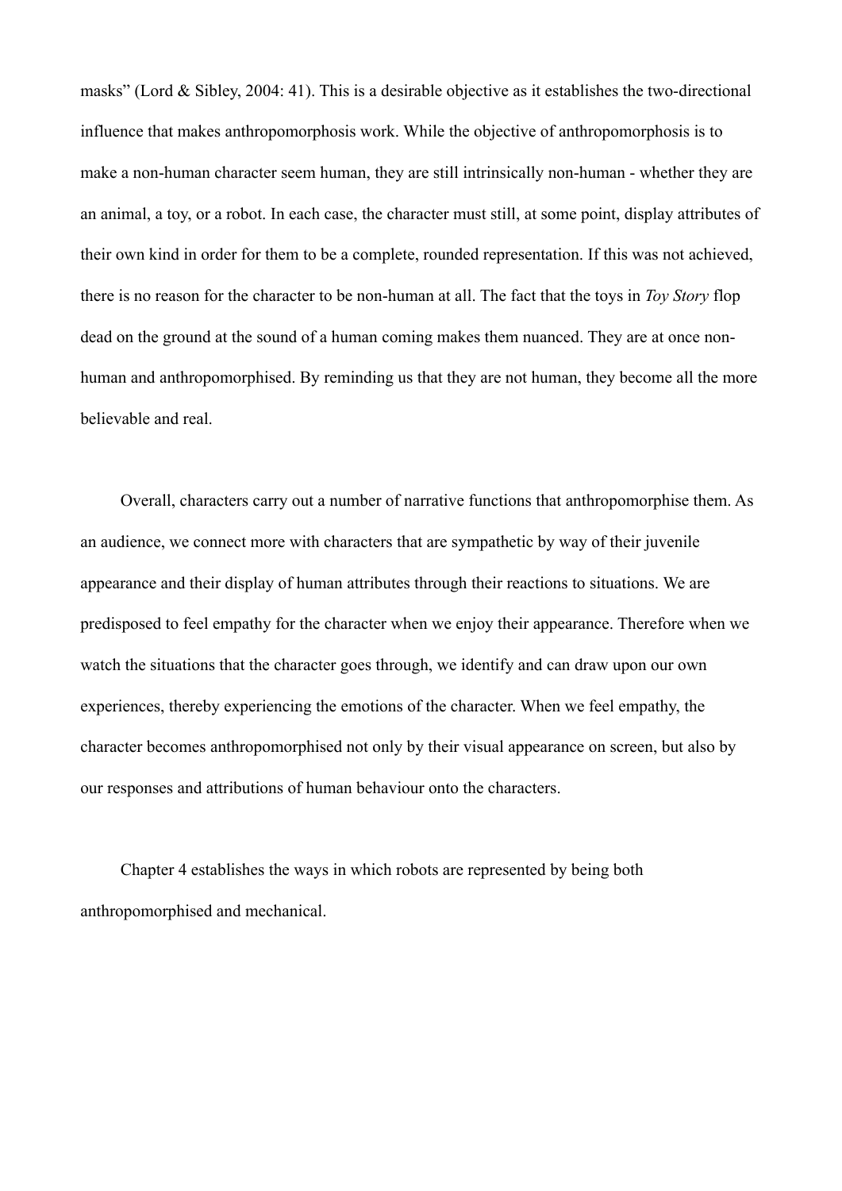masks" (Lord & Sibley, 2004: 41). This is a desirable objective as it establishes the two-directional influence that makes anthropomorphosis work. While the objective of anthropomorphosis is to make a non-human character seem human, they are still intrinsically non-human - whether they are an animal, a toy, or a robot. In each case, the character must still, at some point, display attributes of their own kind in order for them to be a complete, rounded representation. If this was not achieved, there is no reason for the character to be non-human at all. The fact that the toys in *Toy Story* flop dead on the ground at the sound of a human coming makes them nuanced. They are at once non-human and anthropomorphised. By reminding us that they are not human, they become all the more believable and real.

Overall, characters carry out a number of narrative functions that anthropomorphise them. As an audience, we connect more with characters that are sympathetic by way of their juvenile appearance and their display of human attributes through their reactions to situations. We are predisposed to feel empathy for the character when we enjoy their appearance. Therefore when we watch the situations that the character goes through, we identify and can draw upon our own experiences, thereby experiencing the emotions of the character. When we feel empathy, the character becomes anthropomorphised not only by their visual appearance on screen, but also by our responses and attributions of human behaviour onto the characters.

Chapter 4 establishes the ways in which robots are represented by being both anthropomorphised and mechanical.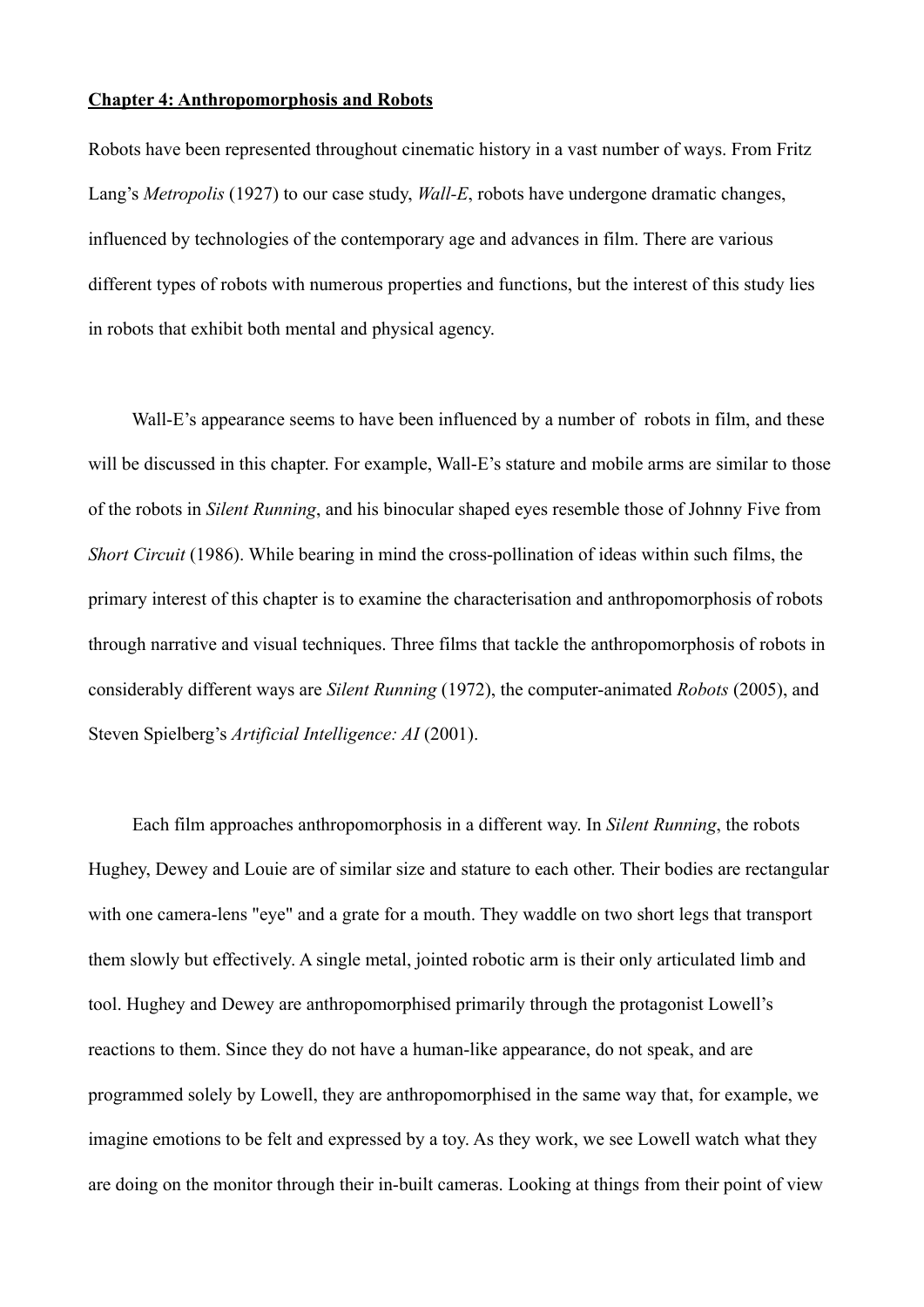**Chapter 4: Anthropomorphosis and Robots**

Robots have been represented throughout cinematic history in a vast number of ways. From Fritz Lang's *Metropolis* (1927) to our case study, *Wall-E*, robots have undergone dramatic changes, influenced by technologies of the contemporary age and advances in film. There are various different types of robots with numerous properties and functions, but the interest of this study lies in robots that exhibit both mental and physical agency.

Wall-E's appearance seems to have been influenced by a number of robots in film, and these will be discussed in this chapter. For example, Wall-E's stature and mobile arms are similar to those of the robots in *Silent Running*, and his binocular shaped eyes resemble those of Johnny Five from *Short Circuit* (1986). While bearing in mind the cross-pollination of ideas within such films, the primary interest of this chapter is to examine the characterisation and anthropomorphosis of robots through narrative and visual techniques. Three films that tackle the anthropomorphosis of robots in considerably different ways are *Silent Running* (1972), the computer-animated *Robots* (2005), and Steven Spielberg's *Artificial Intelligence: AI* (2001).

Each film approaches anthropomorphosis in a different way. In *Silent Running*, the robots Hughey, Dewey and Louie are of similar size and stature to each other. Their bodies are rectangular with one camera-lens "eye" and a grate for a mouth. They waddle on two short legs that transport them slowly but effectively. A single metal, jointed robotic arm is their only articulated limb and tool. Hughey and Dewey are anthropomorphised primarily through the protagonist Lowell's reactions to them. Since they do not have a human-like appearance, do not speak, and are programmed solely by Lowell, they are anthropomorphised in the same way that, for example, we imagine emotions to be felt and expressed by a toy. As they work, we see Lowell watch what they are doing on the monitor through their in-built cameras. Looking at things from their point of view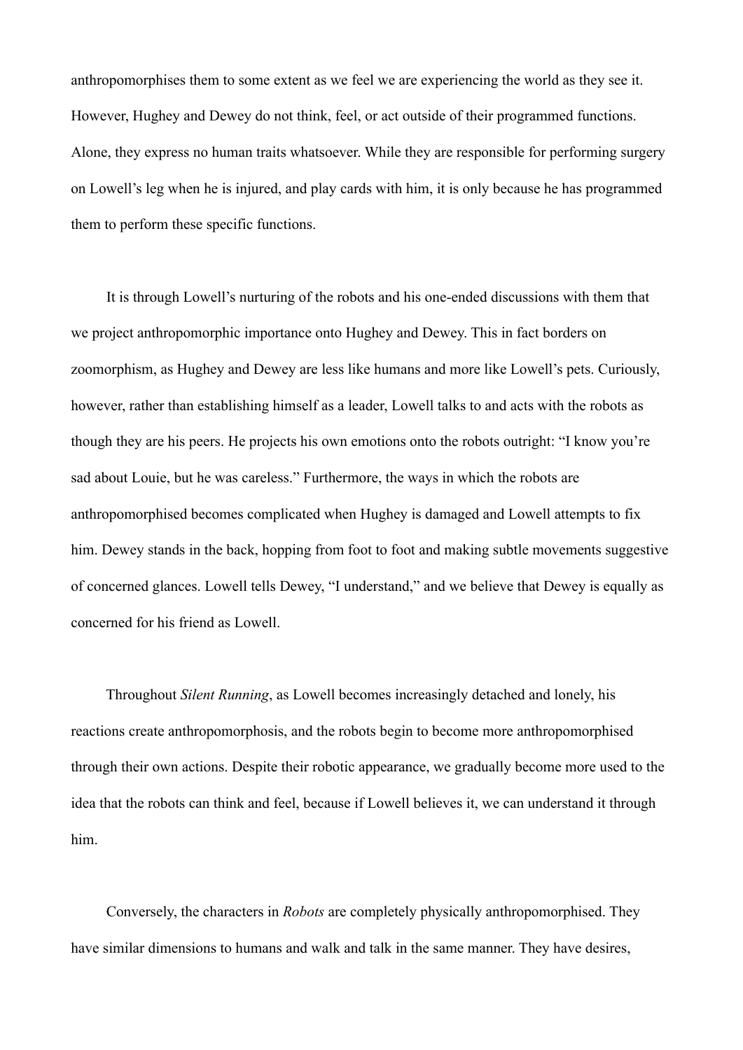anthropomorphises them to some extent as we feel we are experiencing the world as they see it. However, Hughey and Dewey do not think, feel, or act outside of their programmed functions. Alone, they express no human traits whatsoever. While they are responsible for performing surgery on Lowell's leg when he is injured, and play cards with him, it is only because he has programmed them to perform these specific functions.

It is through Lowell's nurturing of the robots and his one-ended discussions with them that we project anthropomorphic importance onto Hughey and Dewey. This in fact borders on zoomorphism, as Hughey and Dewey are less like humans and more like Lowell's pets. Curiously, however, rather than establishing himself as a leader, Lowell talks to and acts with the robots as though they are his peers. He projects his own emotions onto the robots outright: "I know you're sad about Louie, but he was careless." Furthermore, the ways in which the robots are anthropomorphised becomes complicated when Hughey is damaged and Lowell attempts to fix him. Dewey stands in the back, hopping from foot to foot and making subtle movements suggestive of concerned glances. Lowell tells Dewey, "I understand," and we believe that Dewey is equally as concerned for his friend as Lowell.

Throughout *Silent Running*, as Lowell becomes increasingly detached and lonely, his reactions create anthropomorphosis, and the robots begin to become more anthropomorphised through their own actions. Despite their robotic appearance, we gradually become more used to the idea that the robots can think and feel, because if Lowell believes it, we can understand it through him.

Conversely, the characters in *Robots* are completely physically anthropomorphised. They have similar dimensions to humans and walk and talk in the same manner. They have desires,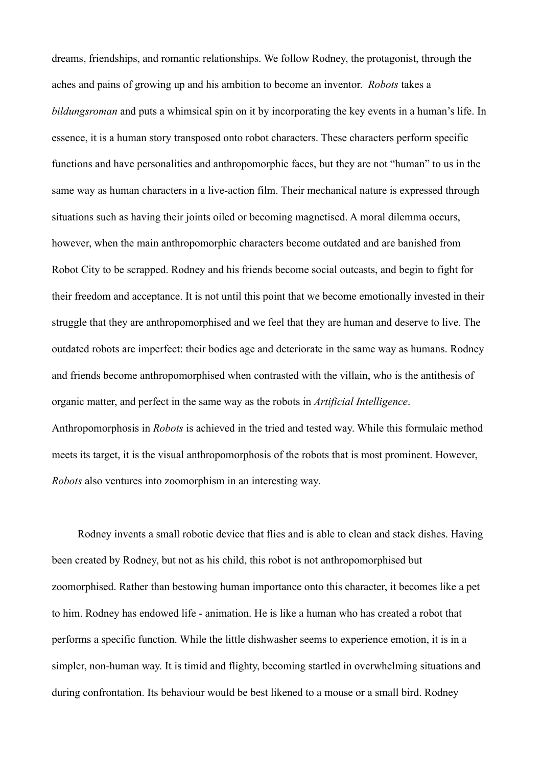dreams, friendships, and romantic relationships. We follow Rodney, the protagonist, through the aches and pains of growing up and his ambition to become an inventor. *Robots* takes a *bildungsroman* and puts a whimsical spin on it by incorporating the key events in a human's life. In essence, it is a human story transposed onto robot characters. These characters perform specific functions and have personalities and anthropomorphic faces, but they are not "human" to us in the same way as human characters in a live-action film. Their mechanical nature is expressed through situations such as having their joints oiled or becoming magnetised. A moral dilemma occurs, however, when the main anthropomorphic characters become outdated and are banished from Robot City to be scrapped. Rodney and his friends become social outcasts, and begin to fight for their freedom and acceptance. It is not until this point that we become emotionally invested in their struggle that they are anthropomorphised and we feel that they are human and deserve to live. The outdated robots are imperfect: their bodies age and deteriorate in the same way as humans. Rodney and friends become anthropomorphised when contrasted with the villain, who is the antithesis of organic matter, and perfect in the same way as the robots in *Artificial Intelligence*. Anthropomorphosis in *Robots* is achieved in the tried and tested way. While this formulaic method meets its target, it is the visual anthropomorphosis of the robots that is most prominent. However, *Robots* also ventures into zoomorphism in an interesting way.

Rodney invents a small robotic device that flies and is able to clean and stack dishes. Having been created by Rodney, but not as his child, this robot is not anthropomorphised but zoomorphised. Rather than bestowing human importance onto this character, it becomes like a pet to him. Rodney has endowed life - animation. He is like a human who has created a robot that performs a specific function. While the little dishwasher seems to experience emotion, it is in a simpler, non-human way. It is timid and flighty, becoming startled in overwhelming situations and during confrontation. Its behaviour would be best likened to a mouse or a small bird. Rodney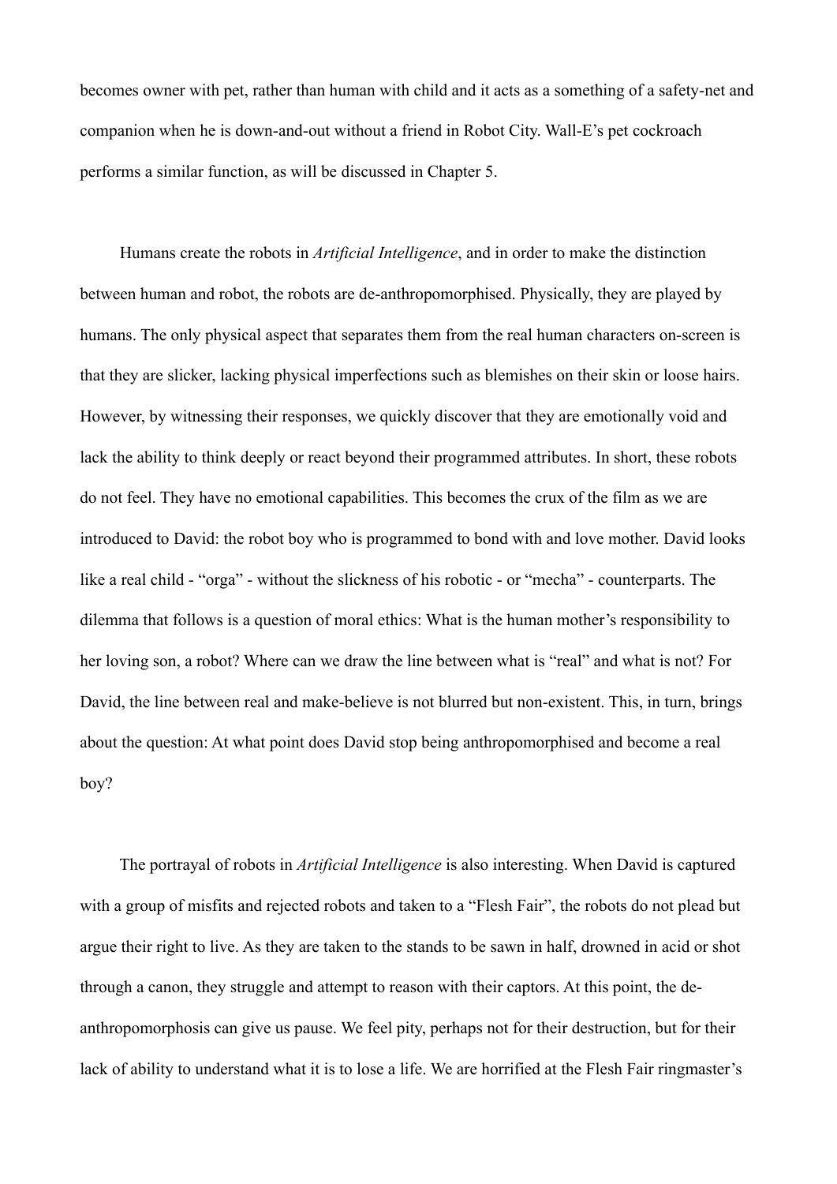becomes owner with pet, rather than human with child and it acts as a something of a safety-net and companion when he is down-and-out without a friend in Robot City. Wall-E's pet cockroach performs a similar function, as will be discussed in Chapter 5.

Humans create the robots in *Artificial Intelligence*, and in order to make the distinction between human and robot, the robots are de-anthropomorphised. Physically, they are played by humans. The only physical aspect that separates them from the real human characters on-screen is that they are slicker, lacking physical imperfections such as blemishes on their skin or loose hairs. However, by witnessing their responses, we quickly discover that they are emotionally void and lack the ability to think deeply or react beyond their programmed attributes. In short, these robots do not feel. They have no emotional capabilities. This becomes the crux of the film as we are introduced to David: the robot boy who is programmed to bond with and love mother. David looks like a real child - "orga" - without the slickness of his robotic - or "mecha" - counterparts. The dilemma that follows is a question of moral ethics: What is the human mother's responsibility to her loving son, a robot? Where can we draw the line between what is "real" and what is not? For David, the line between real and make-believe is not blurred but non-existent. This, in turn, brings about the question: At what point does David stop being anthropomorphised and become a real boy?

The portrayal of robots in *Artificial Intelligence* is also interesting. When David is captured with a group of misfits and rejected robots and taken to a "Flesh Fair", the robots do not plead but argue their right to live. As they are taken to the stands to be sawn in half, drowned in acid or shot through a canon, they struggle and attempt to reason with their captors. At this point, the de-anthropomorphosis can give us pause. We feel pity, perhaps not for their destruction, but for their lack of ability to understand what it is to lose a life. We are horrified at the Flesh Fair ringmaster's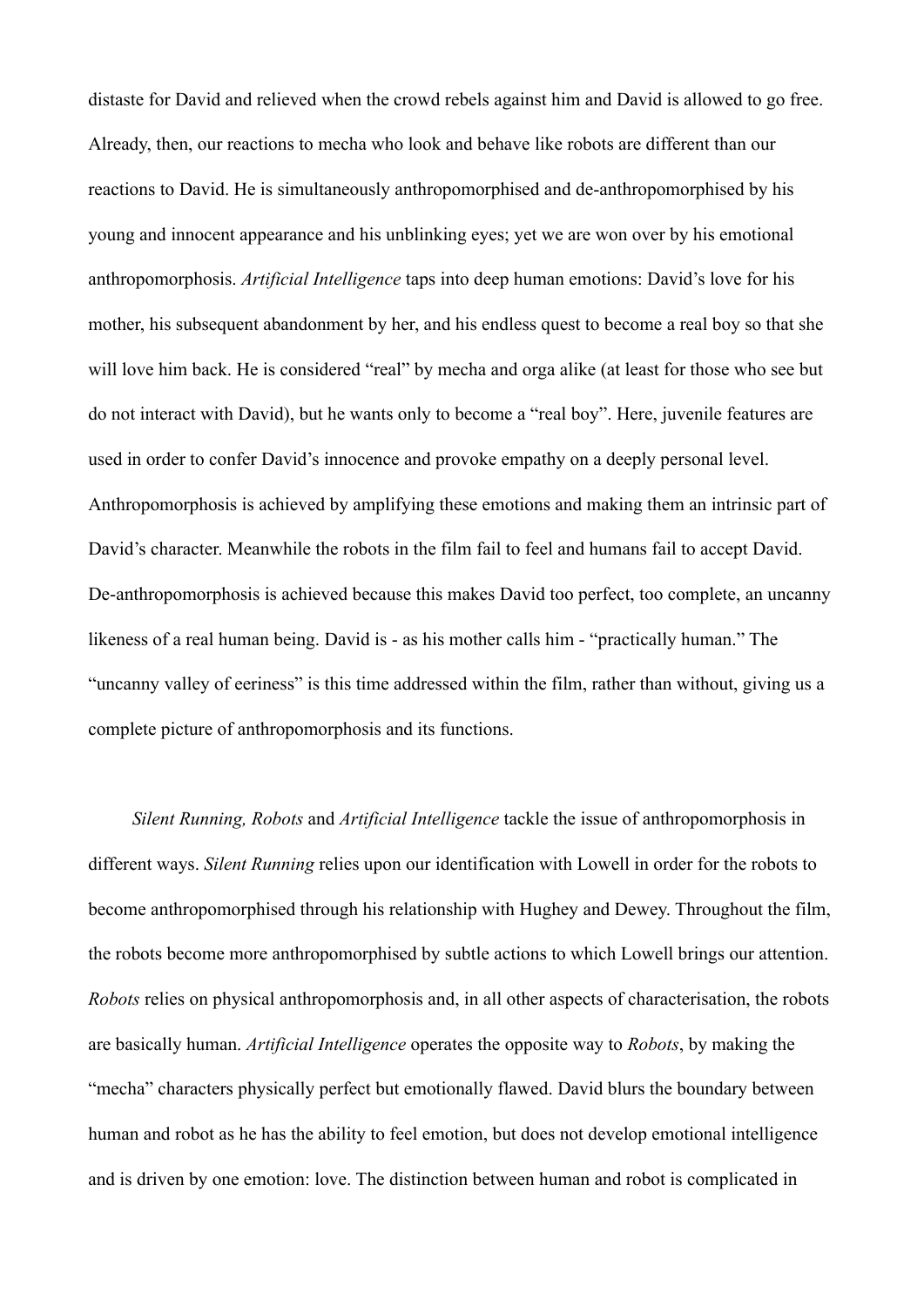distaste for David and relieved when the crowd rebels against him and David is allowed to go free. Already, then, our reactions to mecha who look and behave like robots are different than our reactions to David. He is simultaneously anthropomorphised and de-anthropomorphised by his young and innocent appearance and his unblinking eyes; yet we are won over by his emotional anthropomorphosis. *Artificial Intelligence* taps into deep human emotions: David's love for his mother, his subsequent abandonment by her, and his endless quest to become a real boy so that she will love him back. He is considered "real" by mecha and orga alike (at least for those who see but do not interact with David), but he wants only to become a "real boy". Here, juvenile features are used in order to confer David's innocence and provoke empathy on a deeply personal level. Anthropomorphosis is achieved by amplifying these emotions and making them an intrinsic part of David's character. Meanwhile the robots in the film fail to feel and humans fail to accept David. De-anthropomorphosis is achieved because this makes David too perfect, too complete, an uncanny likeness of a real human being. David is - as his mother calls him - "practically human." The "uncanny valley of eeriness" is this time addressed within the film, rather than without, giving us a complete picture of anthropomorphosis and its functions.

*Silent Running, Robots* and *Artificial Intelligence* tackle the issue of anthropomorphosis in different ways. *Silent Running* relies upon our identification with Lowell in order for the robots to become anthropomorphised through his relationship with Hughey and Dewey. Throughout the film, the robots become more anthropomorphised by subtle actions to which Lowell brings our attention. *Robots* relies on physical anthropomorphosis and, in all other aspects of characterisation, the robots are basically human. *Artificial Intelligence* operates the opposite way to *Robots*, by making the "mecha" characters physically perfect but emotionally flawed. David blurs the boundary between human and robot as he has the ability to feel emotion, but does not develop emotional intelligence and is driven by one emotion: love. The distinction between human and robot is complicated in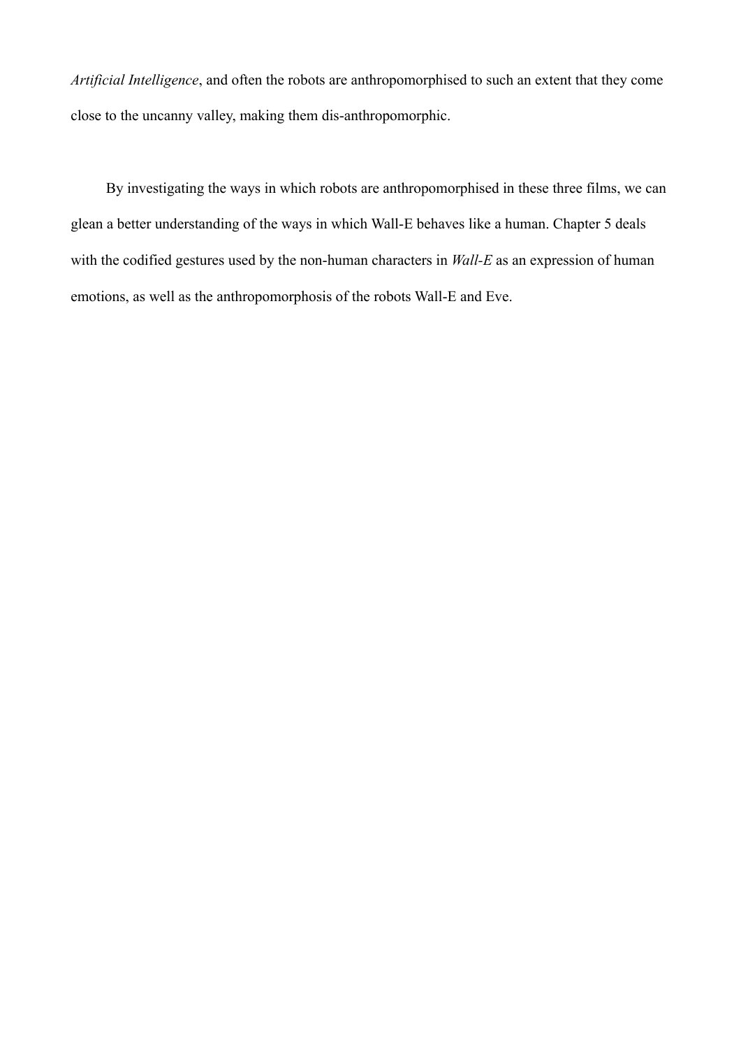*Artificial Intelligence*, and often the robots are anthropomorphised to such an extent that they come close to the uncanny valley, making them dis-anthropomorphic.

By investigating the ways in which robots are anthropomorphised in these three films, we can glean a better understanding of the ways in which Wall-E behaves like a human. Chapter 5 deals with the codified gestures used by the non-human characters in *Wall-E* as an expression of human emotions, as well as the anthropomorphosis of the robots Wall-E and Eve.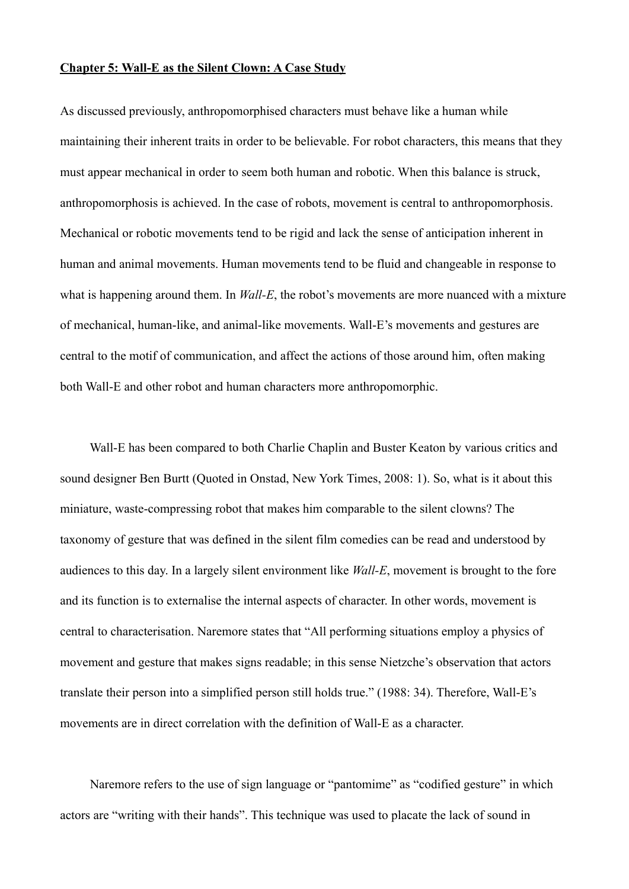## <u>Chapter 5: Wall-E as the Silent Clown: A Case Study</u>

As discussed previously, anthropomorphised characters must behave like a human while maintaining their inherent traits in order to be believable. For robot characters, this means that they must appear mechanical in order to seem both human and robotic. When this balance is struck, anthropomorphosis is achieved. In the case of robots, movement is central to anthropomorphosis. Mechanical or robotic movements tend to be rigid and lack the sense of anticipation inherent in human and animal movements. Human movements tend to be fluid and changeable in response to what is happening around them. In *Wall-E*, the robot's movements are more nuanced with a mixture of mechanical, human-like, and animal-like movements. Wall-E's movements and gestures are central to the motif of communication, and affect the actions of those around him, often making both Wall-E and other robot and human characters more anthropomorphic.

Wall-E has been compared to both Charlie Chaplin and Buster Keaton by various critics and sound designer Ben Burtt (Quoted in Onstad, New York Times, 2008: 1). So, what is it about this miniature, waste-compressing robot that makes him comparable to the silent clowns? The taxonomy of gesture that was defined in the silent film comedies can be read and understood by audiences to this day. In a largely silent environment like *Wall-E*, movement is brought to the fore and its function is to externalise the internal aspects of character. In other words, movement is central to characterisation. Naremore states that "All performing situations employ a physics of movement and gesture that makes signs readable; in this sense Nietzche's observation that actors translate their person into a simplified person still holds true." (1988: 34). Therefore, Wall-E's movements are in direct correlation with the definition of Wall-E as a character.

Naremore refers to the use of sign language or "pantomime" as "codified gesture" in which actors are "writing with their hands". This technique was used to placate the lack of sound in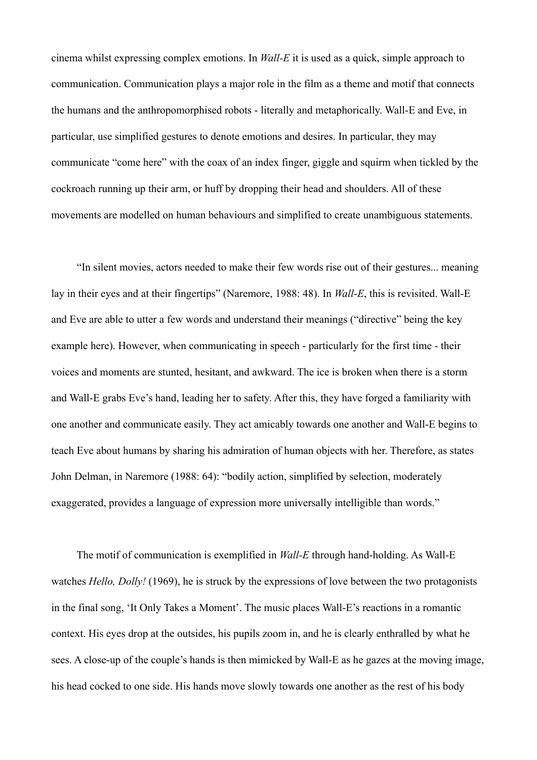cinema whilst expressing complex emotions. In *Wall-E* it is used as a quick, simple approach to communication. Communication plays a major role in the film as a theme and motif that connects the humans and the anthropomorphised robots - literally and metaphorically. Wall-E and Eve, in particular, use simplified gestures to denote emotions and desires. In particular, they may communicate "come here" with the coax of an index finger, giggle and squirm when tickled by the cockroach running up their arm, or huff by dropping their head and shoulders. All of these movements are modelled on human behaviours and simplified to create unambiguous statements.

"In silent movies, actors needed to make their few words rise out of their gestures... meaning lay in their eyes and at their fingertips" (Naremore, 1988: 48). In *Wall-E*, this is revisited. Wall-E and Eve are able to utter a few words and understand their meanings ("directive" being the key example here). However, when communicating in speech - particularly for the first time - their voices and moments are stunted, hesitant, and awkward. The ice is broken when there is a storm and Wall-E grabs Eve's hand, leading her to safety. After this, they have forged a familiarity with one another and communicate easily. They act amicably towards one another and Wall-E begins to teach Eve about humans by sharing his admiration of human objects with her. Therefore, as states John Delman, in Naremore (1988: 64): "bodily action, simplified by selection, moderately exaggerated, provides a language of expression more universally intelligible than words."

The motif of communication is exemplified in *Wall-E* through hand-holding. As Wall-E watches *Hello, Dolly!* (1969), he is struck by the expressions of love between the two protagonists in the final song, 'It Only Takes a Moment'. The music places Wall-E's reactions in a romantic context. His eyes drop at the outsides, his pupils zoom in, and he is clearly enthralled by what he sees. A close-up of the couple's hands is then mimicked by Wall-E as he gazes at the moving image, his head cocked to one side. His hands move slowly towards one another as the rest of his body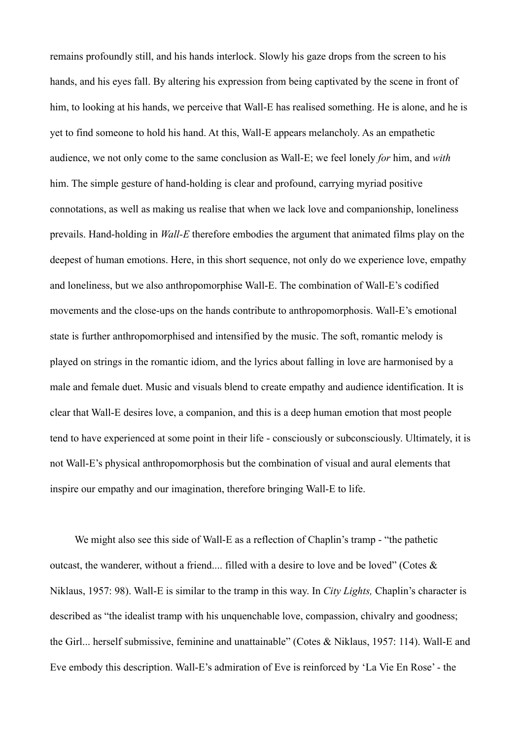remains profoundly still, and his hands interlock. Slowly his gaze drops from the screen to his hands, and his eyes fall. By altering his expression from being captivated by the scene in front of him, to looking at his hands, we perceive that Wall-E has realised something. He is alone, and he is yet to find someone to hold his hand. At this, Wall-E appears melancholy. As an empathetic audience, we not only come to the same conclusion as Wall-E; we feel lonely *for* him, and *with* him. The simple gesture of hand-holding is clear and profound, carrying myriad positive connotations, as well as making us realise that when we lack love and companionship, loneliness prevails. Hand-holding in *Wall-E* therefore embodies the argument that animated films play on the deepest of human emotions. Here, in this short sequence, not only do we experience love, empathy and loneliness, but we also anthropomorphise Wall-E. The combination of Wall-E's codified movements and the close-ups on the hands contribute to anthropomorphosis. Wall-E's emotional state is further anthropomorphised and intensified by the music. The soft, romantic melody is played on strings in the romantic idiom, and the lyrics about falling in love are harmonised by a male and female duet. Music and visuals blend to create empathy and audience identification. It is clear that Wall-E desires love, a companion, and this is a deep human emotion that most people tend to have experienced at some point in their life - consciously or subconsciously. Ultimately, it is not Wall-E's physical anthropomorphosis but the combination of visual and aural elements that inspire our empathy and our imagination, therefore bringing Wall-E to life.

We might also see this side of Wall-E as a reflection of Chaplin's tramp - "the pathetic outcast, the wanderer, without a friend.... filled with a desire to love and be loved" (Cotes & Niklaus, 1957: 98). Wall-E is similar to the tramp in this way. In *City Lights,* Chaplin's character is described as "the idealist tramp with his unquenchable love, compassion, chivalry and goodness; the Girl... herself submissive, feminine and unattainable" (Cotes & Niklaus, 1957: 114). Wall-E and Eve embody this description. Wall-E's admiration of Eve is reinforced by 'La Vie En Rose' - the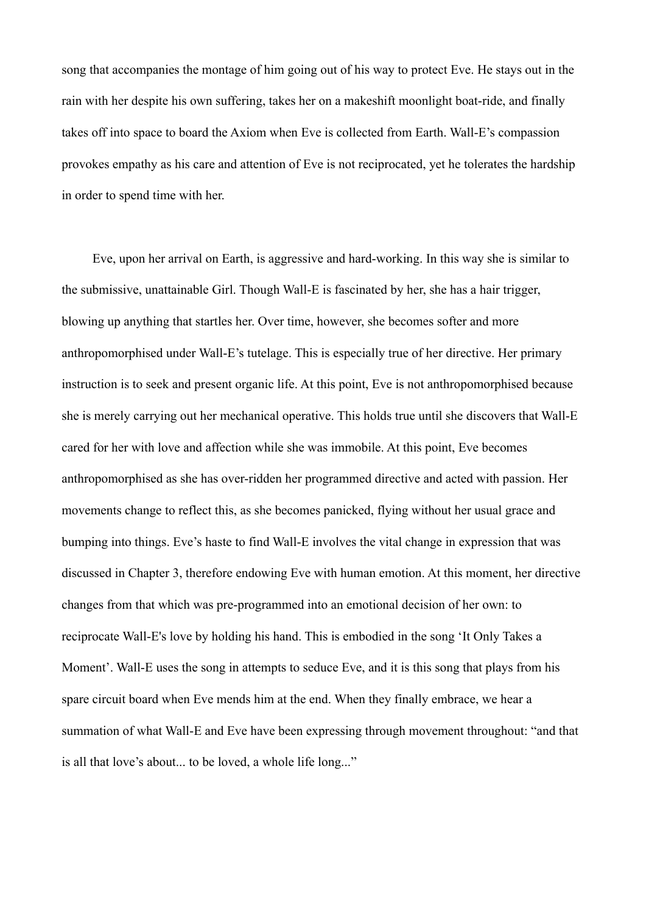song that accompanies the montage of him going out of his way to protect Eve. He stays out in the rain with her despite his own suffering, takes her on a makeshift moonlight boat-ride, and finally takes off into space to board the Axiom when Eve is collected from Earth. Wall-E's compassion provokes empathy as his care and attention of Eve is not reciprocated, yet he tolerates the hardship in order to spend time with her.

Eve, upon her arrival on Earth, is aggressive and hard-working. In this way she is similar to the submissive, unattainable Girl. Though Wall-E is fascinated by her, she has a hair trigger, blowing up anything that startles her. Over time, however, she becomes softer and more anthropomorphised under Wall-E's tutelage. This is especially true of her directive. Her primary instruction is to seek and present organic life. At this point, Eve is not anthropomorphised because she is merely carrying out her mechanical operative. This holds true until she discovers that Wall-E cared for her with love and affection while she was immobile. At this point, Eve becomes anthropomorphised as she has over-ridden her programmed directive and acted with passion. Her movements change to reflect this, as she becomes panicked, flying without her usual grace and bumping into things. Eve's haste to find Wall-E involves the vital change in expression that was discussed in Chapter 3, therefore endowing Eve with human emotion. At this moment, her directive changes from that which was pre-programmed into an emotional decision of her own: to reciprocate Wall-E's love by holding his hand. This is embodied in the song 'It Only Takes a Moment'. Wall-E uses the song in attempts to seduce Eve, and it is this song that plays from his spare circuit board when Eve mends him at the end. When they finally embrace, we hear a summation of what Wall-E and Eve have been expressing through movement throughout: "and that is all that love's about... to be loved, a whole life long..."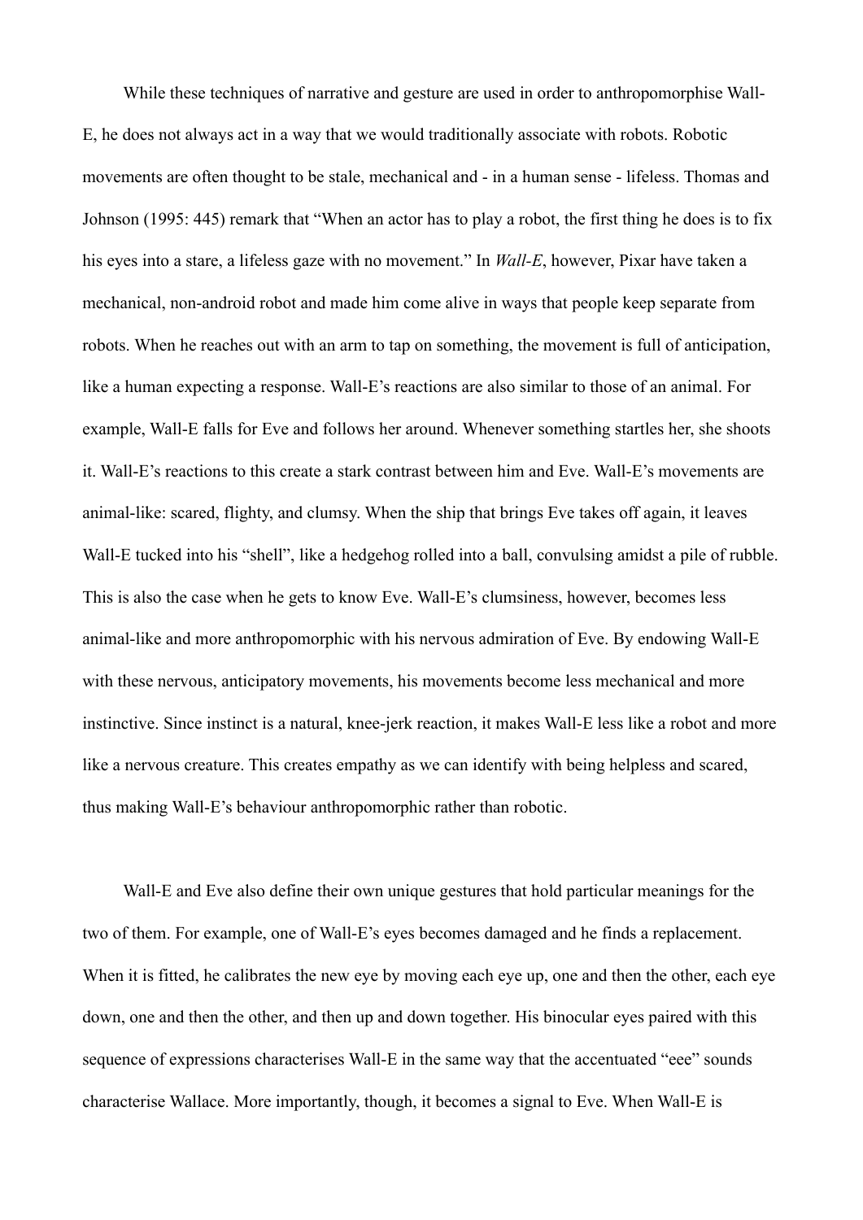While these techniques of narrative and gesture are used in order to anthropomorphise Wall-E, he does not always act in a way that we would traditionally associate with robots. Robotic movements are often thought to be stale, mechanical and - in a human sense - lifeless. Thomas and Johnson (1995: 445) remark that "When an actor has to play a robot, the first thing he does is to fix his eyes into a stare, a lifeless gaze with no movement." In *Wall-E*, however, Pixar have taken a mechanical, non-android robot and made him come alive in ways that people keep separate from robots. When he reaches out with an arm to tap on something, the movement is full of anticipation, like a human expecting a response. Wall-E's reactions are also similar to those of an animal. For example, Wall-E falls for Eve and follows her around. Whenever something startles her, she shoots it. Wall-E's reactions to this create a stark contrast between him and Eve. Wall-E's movements are animal-like: scared, flighty, and clumsy. When the ship that brings Eve takes off again, it leaves Wall-E tucked into his "shell", like a hedgehog rolled into a ball, convulsing amidst a pile of rubble. This is also the case when he gets to know Eve. Wall-E's clumsiness, however, becomes less animal-like and more anthropomorphic with his nervous admiration of Eve. By endowing Wall-E with these nervous, anticipatory movements, his movements become less mechanical and more instinctive. Since instinct is a natural, knee-jerk reaction, it makes Wall-E less like a robot and more like a nervous creature. This creates empathy as we can identify with being helpless and scared, thus making Wall-E's behaviour anthropomorphic rather than robotic.

Wall-E and Eve also define their own unique gestures that hold particular meanings for the two of them. For example, one of Wall-E's eyes becomes damaged and he finds a replacement. When it is fitted, he calibrates the new eye by moving each eye up, one and then the other, each eye down, one and then the other, and then up and down together. His binocular eyes paired with this sequence of expressions characterises Wall-E in the same way that the accentuated "eee" sounds characterise Wallace. More importantly, though, it becomes a signal to Eve. When Wall-E is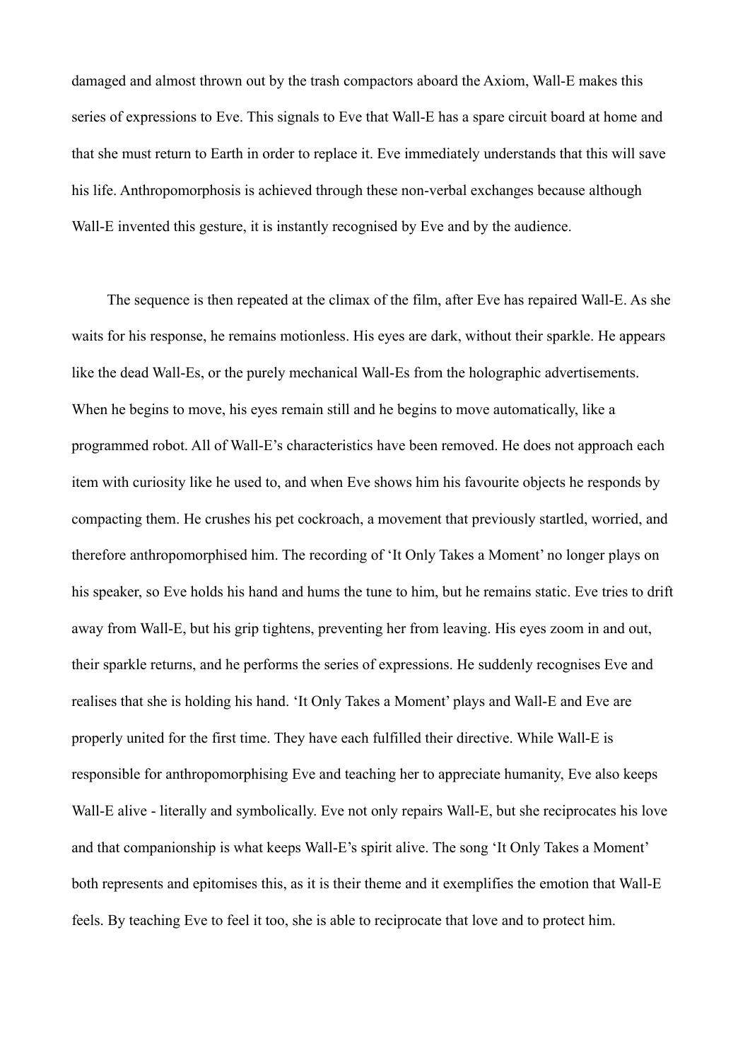damaged and almost thrown out by the trash compactors aboard the Axiom, Wall-E makes this series of expressions to Eve. This signals to Eve that Wall-E has a spare circuit board at home and that she must return to Earth in order to replace it. Eve immediately understands that this will save his life. Anthropomorphosis is achieved through these non-verbal exchanges because although Wall-E invented this gesture, it is instantly recognised by Eve and by the audience.

The sequence is then repeated at the climax of the film, after Eve has repaired Wall-E. As she waits for his response, he remains motionless. His eyes are dark, without their sparkle. He appears like the dead Wall-Es, or the purely mechanical Wall-Es from the holographic advertisements. When he begins to move, his eyes remain still and he begins to move automatically, like a programmed robot. All of Wall-E's characteristics have been removed. He does not approach each item with curiosity like he used to, and when Eve shows him his favourite objects he responds by compacting them. He crushes his pet cockroach, a movement that previously startled, worried, and therefore anthropomorphised him. The recording of 'It Only Takes a Moment' no longer plays on his speaker, so Eve holds his hand and hums the tune to him, but he remains static. Eve tries to drift away from Wall-E, but his grip tightens, preventing her from leaving. His eyes zoom in and out, their sparkle returns, and he performs the series of expressions. He suddenly recognises Eve and realises that she is holding his hand. 'It Only Takes a Moment' plays and Wall-E and Eve are properly united for the first time. They have each fulfilled their directive. While Wall-E is responsible for anthropomorphising Eve and teaching her to appreciate humanity, Eve also keeps Wall-E alive - literally and symbolically. Eve not only repairs Wall-E, but she reciprocates his love and that companionship is what keeps Wall-E's spirit alive. The song 'It Only Takes a Moment' both represents and epitomises this, as it is their theme and it exemplifies the emotion that Wall-E feels. By teaching Eve to feel it too, she is able to reciprocate that love and to protect him.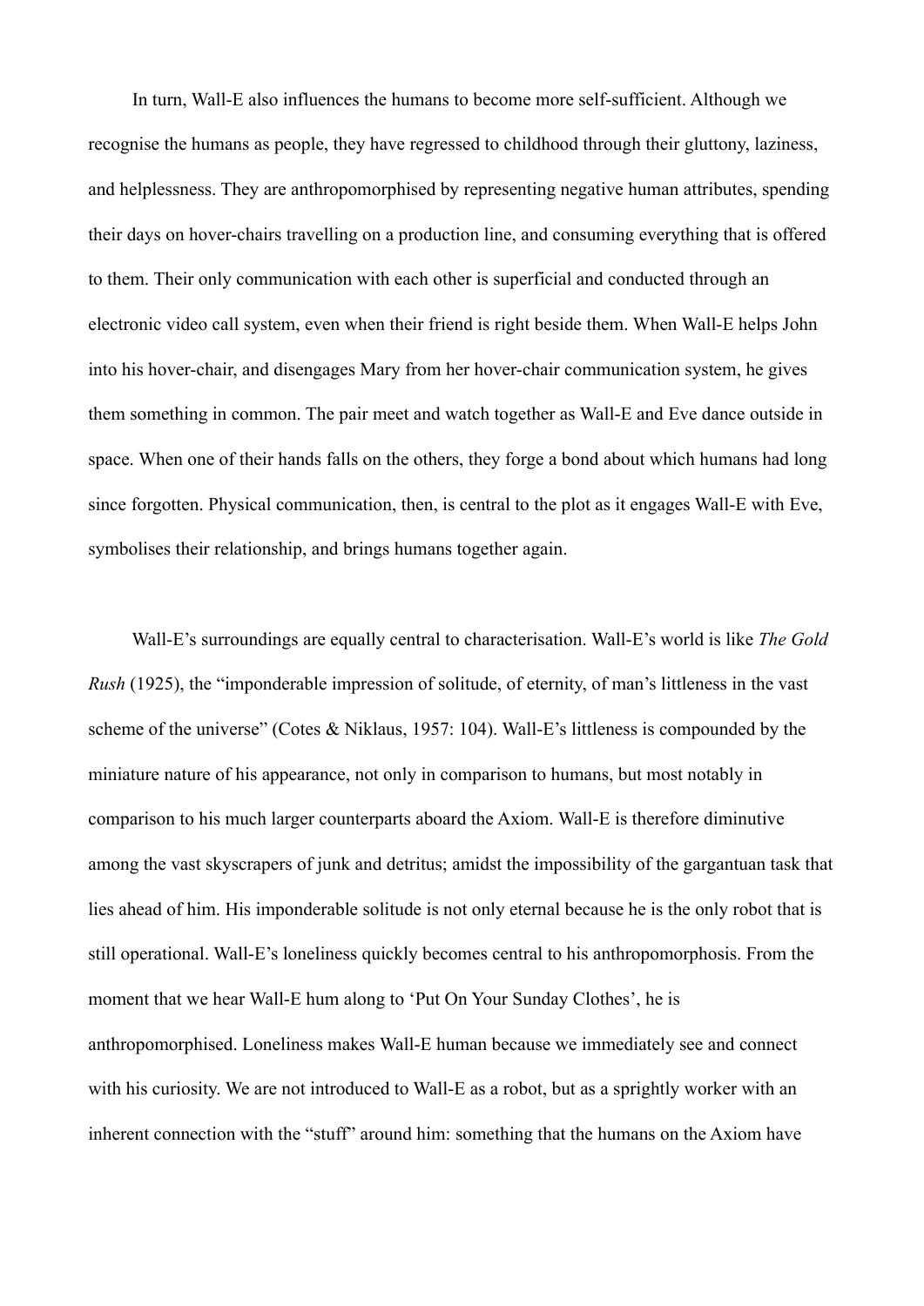In turn, Wall-E also influences the humans to become more self-sufficient. Although we recognise the humans as people, they have regressed to childhood through their gluttony, laziness, and helplessness. They are anthropomorphised by representing negative human attributes, spending their days on hover-chairs travelling on a production line, and consuming everything that is offered to them. Their only communication with each other is superficial and conducted through an electronic video call system, even when their friend is right beside them. When Wall-E helps John into his hover-chair, and disengages Mary from her hover-chair communication system, he gives them something in common. The pair meet and watch together as Wall-E and Eve dance outside in space. When one of their hands falls on the others, they forge a bond about which humans had long since forgotten. Physical communication, then, is central to the plot as it engages Wall-E with Eve, symbolises their relationship, and brings humans together again.

Wall-E's surroundings are equally central to characterisation. Wall-E's world is like *The Gold Rush* (1925), the "imponderable impression of solitude, of eternity, of man's littleness in the vast scheme of the universe" (Cotes & Niklaus, 1957: 104). Wall-E's littleness is compounded by the miniature nature of his appearance, not only in comparison to humans, but most notably in comparison to his much larger counterparts aboard the Axiom. Wall-E is therefore diminutive among the vast skyscrapers of junk and detritus; amidst the impossibility of the gargantuan task that lies ahead of him. His imponderable solitude is not only eternal because he is the only robot that is still operational. Wall-E's loneliness quickly becomes central to his anthropomorphosis. From the moment that we hear Wall-E hum along to 'Put On Your Sunday Clothes', he is anthropomorphised. Loneliness makes Wall-E human because we immediately see and connect with his curiosity. We are not introduced to Wall-E as a robot, but as a sprightly worker with an inherent connection with the "stuff" around him: something that the humans on the Axiom have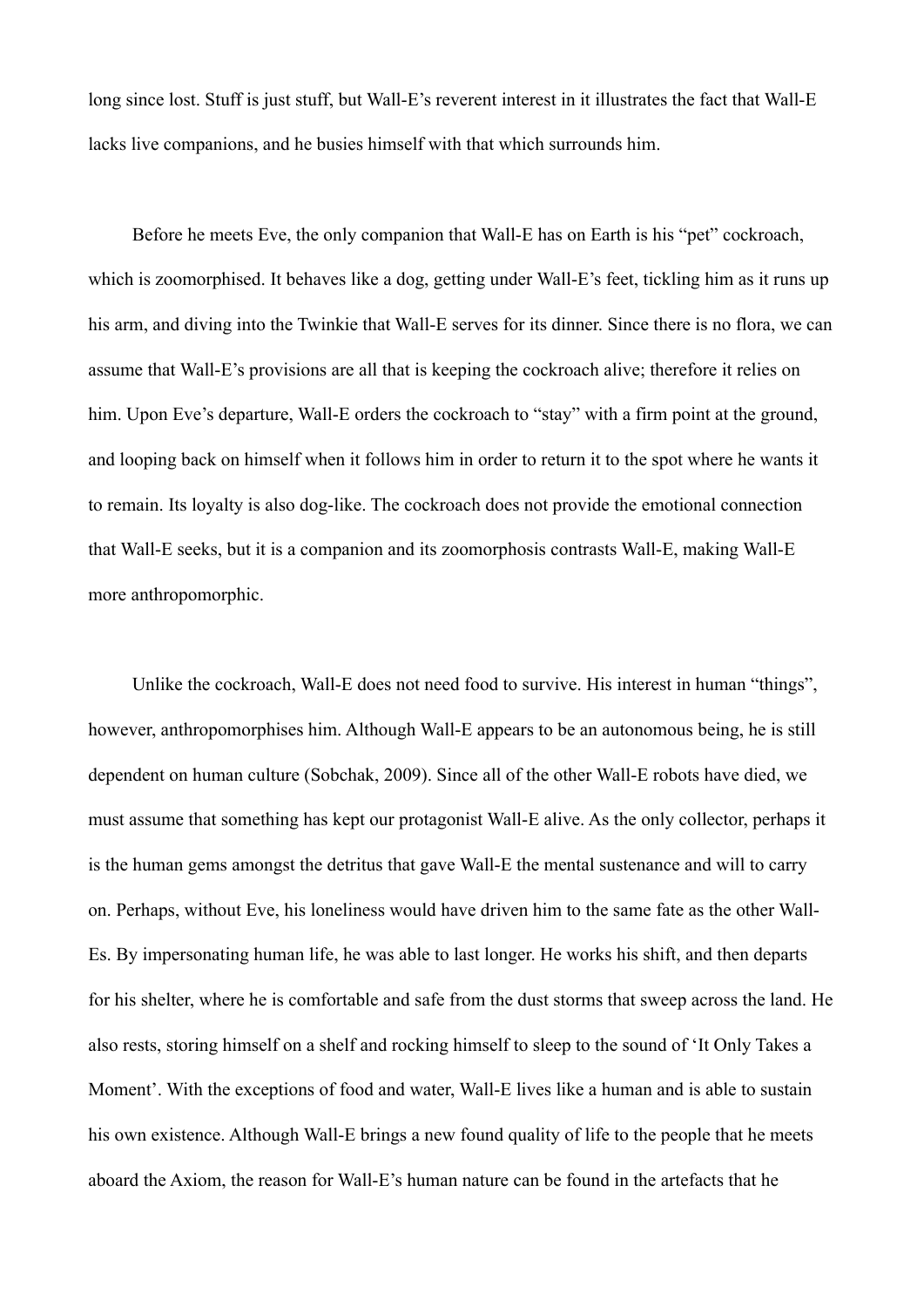long since lost. Stuff is just stuff, but Wall-E's reverent interest in it illustrates the fact that Wall-E lacks live companions, and he busies himself with that which surrounds him.

Before he meets Eve, the only companion that Wall-E has on Earth is his "pet" cockroach, which is zoomorphised. It behaves like a dog, getting under Wall-E's feet, tickling him as it runs up his arm, and diving into the Twinkie that Wall-E serves for its dinner. Since there is no flora, we can assume that Wall-E's provisions are all that is keeping the cockroach alive; therefore it relies on him. Upon Eve's departure, Wall-E orders the cockroach to "stay" with a firm point at the ground, and looping back on himself when it follows him in order to return it to the spot where he wants it to remain. Its loyalty is also dog-like. The cockroach does not provide the emotional connection that Wall-E seeks, but it is a companion and its zoomorphosis contrasts Wall-E, making Wall-E more anthropomorphic.

Unlike the cockroach, Wall-E does not need food to survive. His interest in human "things", however, anthropomorphises him. Although Wall-E appears to be an autonomous being, he is still dependent on human culture (Sobchak, 2009). Since all of the other Wall-E robots have died, we must assume that something has kept our protagonist Wall-E alive. As the only collector, perhaps it is the human gems amongst the detritus that gave Wall-E the mental sustenance and will to carry on. Perhaps, without Eve, his loneliness would have driven him to the same fate as the other Wall-Es. By impersonating human life, he was able to last longer. He works his shift, and then departs for his shelter, where he is comfortable and safe from the dust storms that sweep across the land. He also rests, storing himself on a shelf and rocking himself to sleep to the sound of 'It Only Takes a Moment'. With the exceptions of food and water, Wall-E lives like a human and is able to sustain his own existence. Although Wall-E brings a new found quality of life to the people that he meets aboard the Axiom, the reason for Wall-E's human nature can be found in the artefacts that he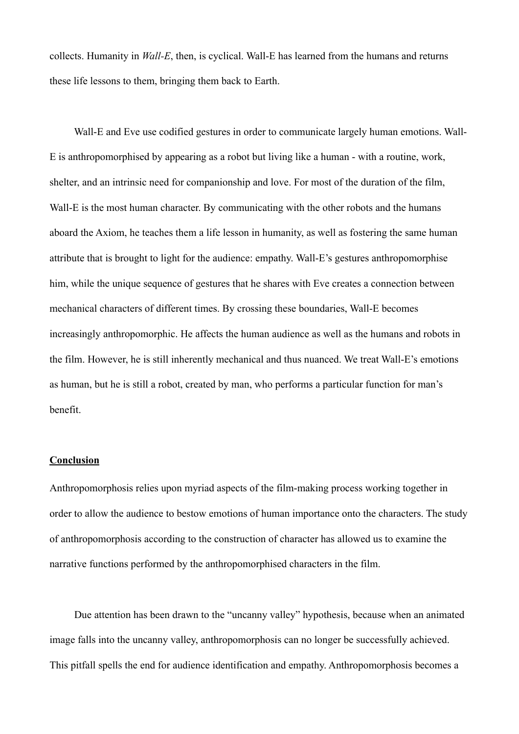collects. Humanity in *Wall-E*, then, is cyclical. Wall-E has learned from the humans and returns these life lessons to them, bringing them back to Earth.

Wall-E and Eve use codified gestures in order to communicate largely human emotions. Wall-E is anthropomorphised by appearing as a robot but living like a human - with a routine, work, shelter, and an intrinsic need for companionship and love. For most of the duration of the film, Wall-E is the most human character. By communicating with the other robots and the humans aboard the Axiom, he teaches them a life lesson in humanity, as well as fostering the same human attribute that is brought to light for the audience: empathy. Wall-E's gestures anthropomorphise him, while the unique sequence of gestures that he shares with Eve creates a connection between mechanical characters of different times. By crossing these boundaries, Wall-E becomes increasingly anthropomorphic. He affects the human audience as well as the humans and robots in the film. However, he is still inherently mechanical and thus nuanced. We treat Wall-E's emotions as human, but he is still a robot, created by man, who performs a particular function for man's benefit.

**<u>Conclusion</u>**

Anthropomorphosis relies upon myriad aspects of the film-making process working together in order to allow the audience to bestow emotions of human importance onto the characters. The study of anthropomorphosis according to the construction of character has allowed us to examine the narrative functions performed by the anthropomorphised characters in the film.

Due attention has been drawn to the "uncanny valley" hypothesis, because when an animated image falls into the uncanny valley, anthropomorphosis can no longer be successfully achieved. This pitfall spells the end for audience identification and empathy. Anthropomorphosis becomes a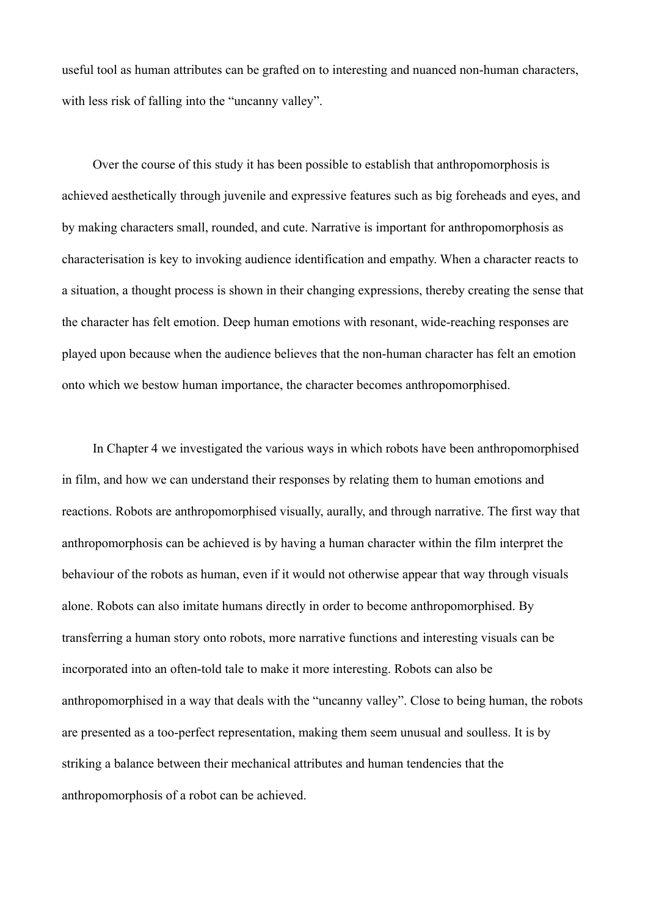useful tool as human attributes can be grafted on to interesting and nuanced non-human characters, with less risk of falling into the "uncanny valley".

Over the course of this study it has been possible to establish that anthropomorphosis is achieved aesthetically through juvenile and expressive features such as big foreheads and eyes, and by making characters small, rounded, and cute. Narrative is important for anthropomorphosis as characterisation is key to invoking audience identification and empathy. When a character reacts to a situation, a thought process is shown in their changing expressions, thereby creating the sense that the character has felt emotion. Deep human emotions with resonant, wide-reaching responses are played upon because when the audience believes that the non-human character has felt an emotion onto which we bestow human importance, the character becomes anthropomorphised.

In Chapter 4 we investigated the various ways in which robots have been anthropomorphised in film, and how we can understand their responses by relating them to human emotions and reactions. Robots are anthropomorphised visually, aurally, and through narrative. The first way that anthropomorphosis can be achieved is by having a human character within the film interpret the behaviour of the robots as human, even if it would not otherwise appear that way through visuals alone. Robots can also imitate humans directly in order to become anthropomorphised. By transferring a human story onto robots, more narrative functions and interesting visuals can be incorporated into an often-told tale to make it more interesting. Robots can also be anthropomorphised in a way that deals with the "uncanny valley". Close to being human, the robots are presented as a too-perfect representation, making them seem unusual and soulless. It is by striking a balance between their mechanical attributes and human tendencies that the anthropomorphosis of a robot can be achieved.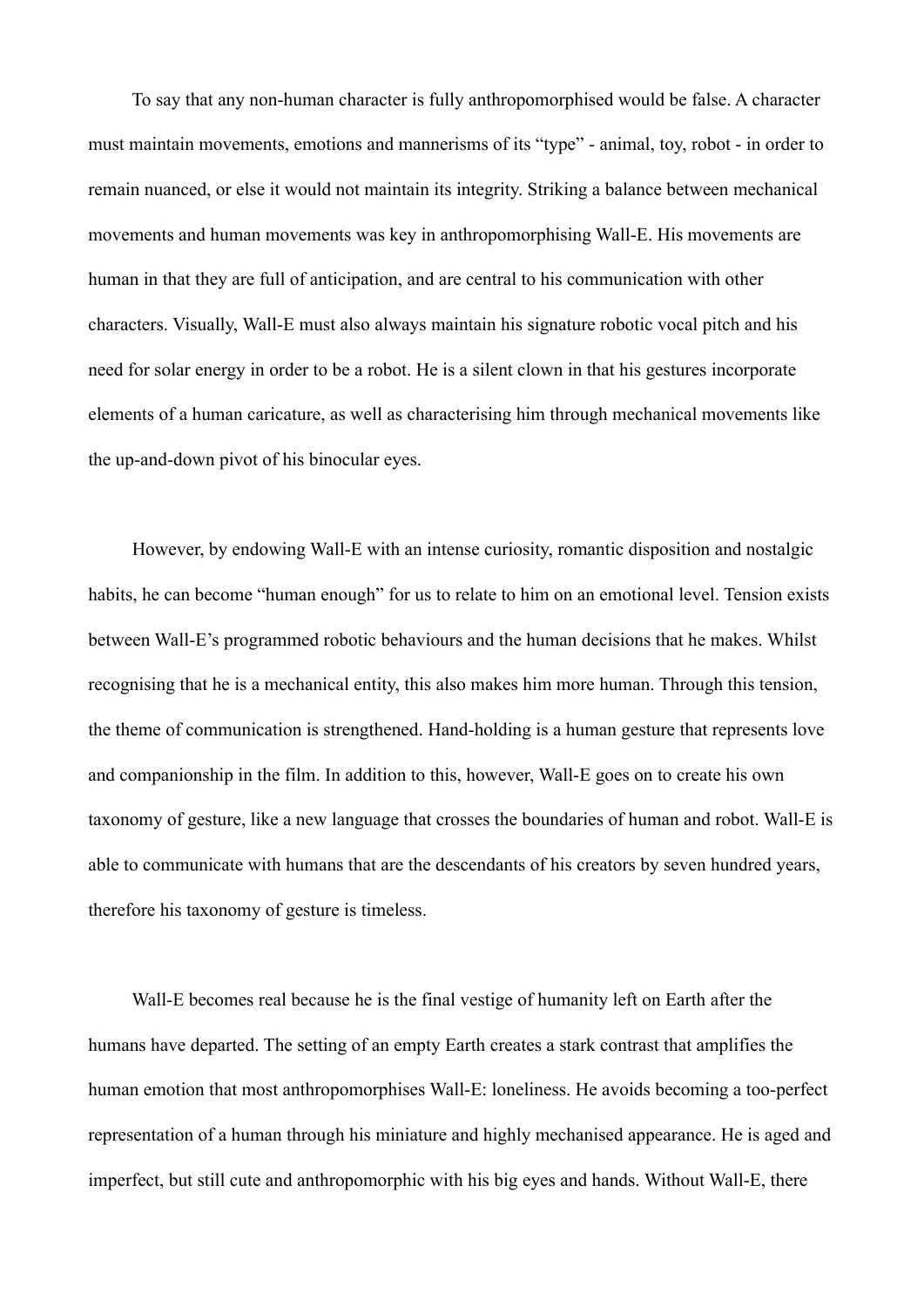To say that any non-human character is fully anthropomorphised would be false. A character must maintain movements, emotions and mannerisms of its "type" - animal, toy, robot - in order to remain nuanced, or else it would not maintain its integrity. Striking a balance between mechanical movements and human movements was key in anthropomorphising Wall-E. His movements are human in that they are full of anticipation, and are central to his communication with other characters. Visually, Wall-E must also always maintain his signature robotic vocal pitch and his need for solar energy in order to be a robot. He is a silent clown in that his gestures incorporate elements of a human caricature, as well as characterising him through mechanical movements like the up-and-down pivot of his binocular eyes.

However, by endowing Wall-E with an intense curiosity, romantic disposition and nostalgic habits, he can become "human enough" for us to relate to him on an emotional level. Tension exists between Wall-E's programmed robotic behaviours and the human decisions that he makes. Whilst recognising that he is a mechanical entity, this also makes him more human. Through this tension, the theme of communication is strengthened. Hand-holding is a human gesture that represents love and companionship in the film. In addition to this, however, Wall-E goes on to create his own taxonomy of gesture, like a new language that crosses the boundaries of human and robot. Wall-E is able to communicate with humans that are the descendants of his creators by seven hundred years, therefore his taxonomy of gesture is timeless.

Wall-E becomes real because he is the final vestige of humanity left on Earth after the humans have departed. The setting of an empty Earth creates a stark contrast that amplifies the human emotion that most anthropomorphises Wall-E: loneliness. He avoids becoming a too-perfect representation of a human through his miniature and highly mechanised appearance. He is aged and imperfect, but still cute and anthropomorphic with his big eyes and hands. Without Wall-E, there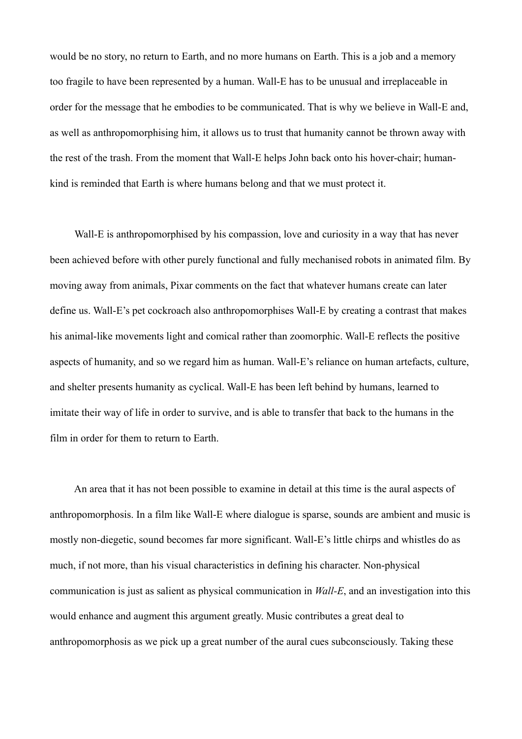would be no story, no return to Earth, and no more humans on Earth. This is a job and a memory too fragile to have been represented by a human. Wall-E has to be unusual and irreplaceable in order for the message that he embodies to be communicated. That is why we believe in Wall-E and, as well as anthropomorphising him, it allows us to trust that humanity cannot be thrown away with the rest of the trash. From the moment that Wall-E helps John back onto his hover-chair; human-kind is reminded that Earth is where humans belong and that we must protect it.

Wall-E is anthropomorphised by his compassion, love and curiosity in a way that has never been achieved before with other purely functional and fully mechanised robots in animated film. By moving away from animals, Pixar comments on the fact that whatever humans create can later define us. Wall-E's pet cockroach also anthropomorphises Wall-E by creating a contrast that makes his animal-like movements light and comical rather than zoomorphic. Wall-E reflects the positive aspects of humanity, and so we regard him as human. Wall-E's reliance on human artefacts, culture, and shelter presents humanity as cyclical. Wall-E has been left behind by humans, learned to imitate their way of life in order to survive, and is able to transfer that back to the humans in the film in order for them to return to Earth.

An area that it has not been possible to examine in detail at this time is the aural aspects of anthropomorphosis. In a film like Wall-E where dialogue is sparse, sounds are ambient and music is mostly non-diegetic, sound becomes far more significant. Wall-E's little chirps and whistles do as much, if not more, than his visual characteristics in defining his character. Non-physical communication is just as salient as physical communication in *Wall-E*, and an investigation into this would enhance and augment this argument greatly. Music contributes a great deal to anthropomorphosis as we pick up a great number of the aural cues subconsciously. Taking these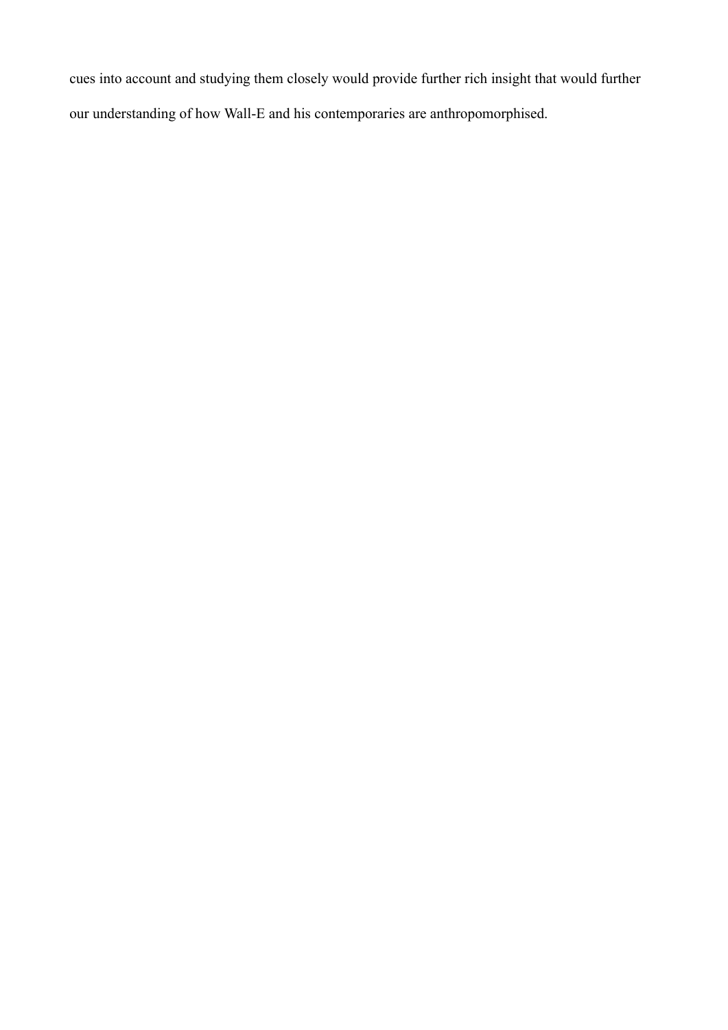cues into account and studying them closely would provide further rich insight that would further our understanding of how Wall-E and his contemporaries are anthropomorphised.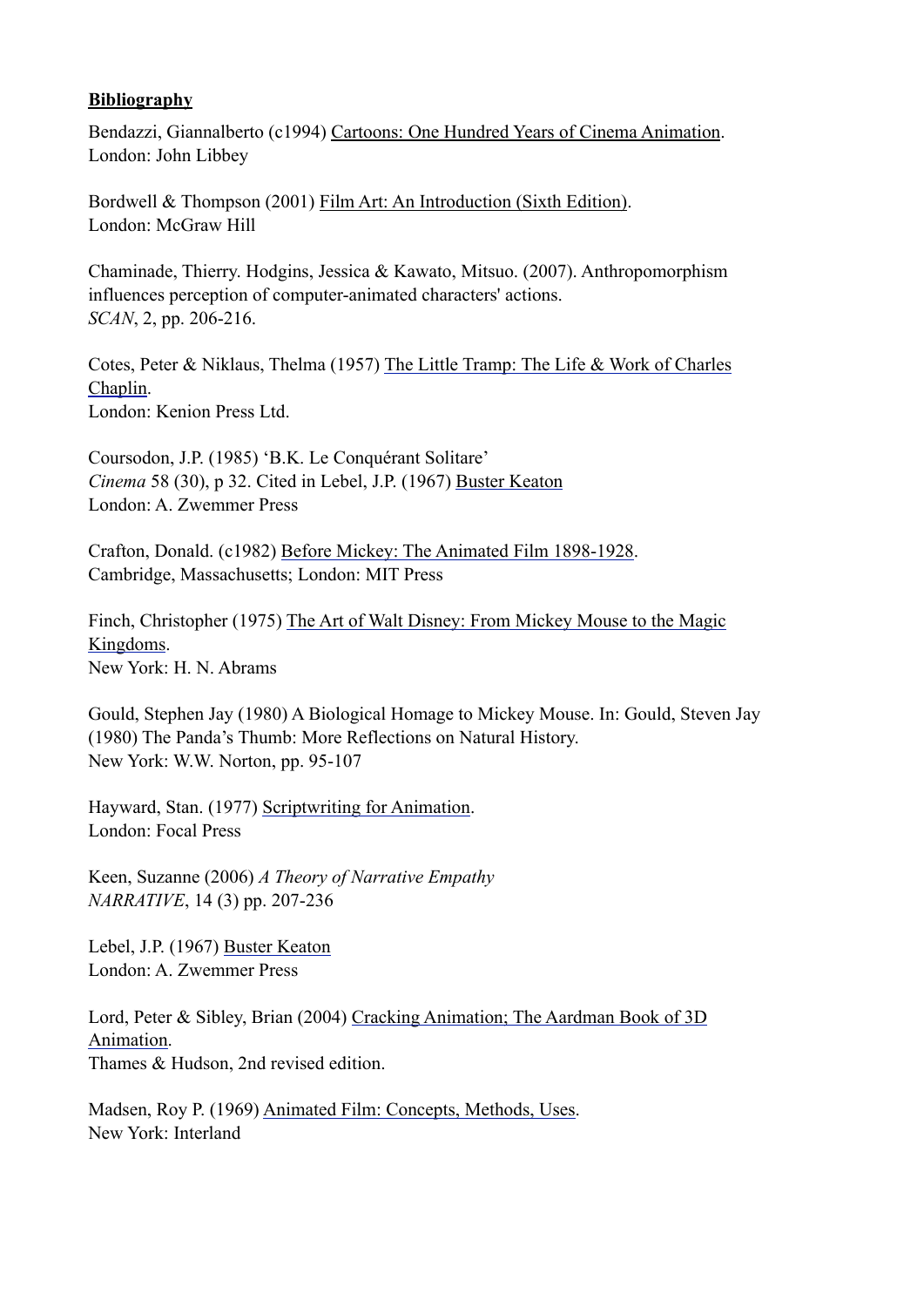**Bibliography**

Bendazzi, Giannalberto (c1994) Cartoons: One Hundred Years of Cinema Animation. London: John Libbey

Bordwell & Thompson (2001) Film Art: An Introduction (Sixth Edition). London: McGraw Hill

Chaminade, Thierry. Hodgins, Jessica & Kawato, Mitsuo. (2007). Anthropomorphism influences perception of computer-animated characters' actions. *SCAN*, 2, pp. 206-216.

Cotes, Peter & Niklaus, Thelma (1957) The Little Tramp: The Life & Work of Charles Chaplin. London: Kenion Press Ltd.

Coursodon, J.P. (1985) 'B.K. Le Conquérant Solitare' *Cinema* 58 (30), p 32. Cited in Lebel, J.P. (1967) Buster Keaton London: A. Zwemmer Press

Crafton, Donald. (c1982) Before Mickey: The Animated Film 1898-1928. Cambridge, Massachusetts; London: MIT Press

Finch, Christopher (1975) The Art of Walt Disney: From Mickey Mouse to the Magic Kingdoms. New York: H. N. Abrams

Gould, Stephen Jay (1980) A Biological Homage to Mickey Mouse. In: Gould, Steven Jay (1980) The Panda's Thumb: More Reflections on Natural History. New York: W.W. Norton, pp. 95-107

Hayward, Stan. (1977) Scriptwriting for Animation. London: Focal Press

Keen, Suzanne (2006) *A Theory of Narrative Empathy* *NARRATIVE*, 14 (3) pp. 207-236

Lebel, J.P. (1967) Buster Keaton London: A. Zwemmer Press

Lord, Peter & Sibley, Brian (2004) Cracking Animation; The Aardman Book of 3D Animation. Thames & Hudson, 2nd revised edition.

Madsen, Roy P. (1969) Animated Film: Concepts, Methods, Uses. New York: Interland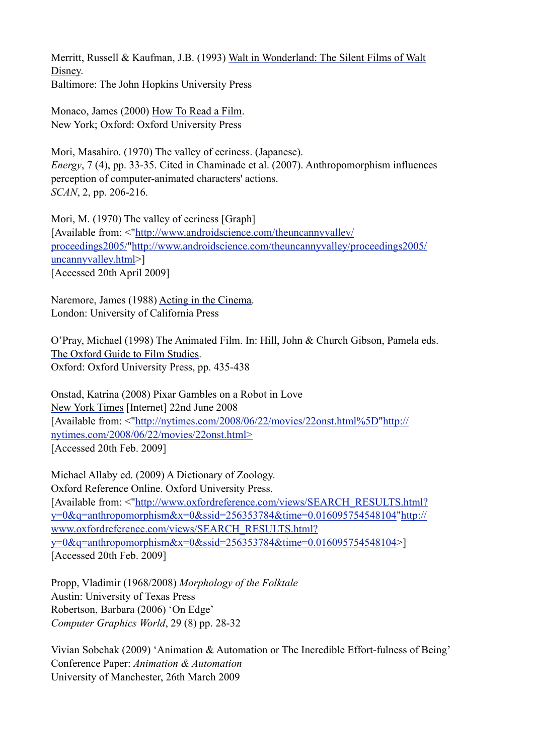Merritt, Russell & Kaufman, J.B. (1993) Walt in Wonderland: The Silent Films of Walt Disney.
Baltimore: The John Hopkins University Press

Monaco, James (2000) How To Read a Film.
New York; Oxford: Oxford University Press

Mori, Masahiro. (1970) The valley of eeriness. (Japanese).
*Energy*, 7 (4), pp. 33-35. Cited in Chaminade et al. (2007). Anthropomorphism influences perception of computer-animated characters' actions.
*SCAN*, 2, pp. 206-216.

Mori, M. (1970) The valley of eeriness [Graph]
[Available from: <"http://www.androidscience.com/theuncannyvalley/proceedings2005/"http://www.androidscience.com/theuncannyvalley/proceedings2005/uncannyvalley.html>]
[Accessed 20th April 2009]

Naremore, James (1988) Acting in the Cinema.
London: University of California Press

O'Pray, Michael (1998) The Animated Film. In: Hill, John & Church Gibson, Pamela eds. The Oxford Guide to Film Studies.
Oxford: Oxford University Press, pp. 435-438

Onstad, Katrina (2008) Pixar Gambles on a Robot in Love
New York Times [Internet] 22nd June 2008
[Available from: <"http://nytimes.com/2008/06/22/movies/22onst.html%5D"http://nytimes.com/2008/06/22/movies/22onst.html>
[Accessed 20th Feb. 2009]

Michael Allaby ed. (2009) A Dictionary of Zoology.
Oxford Reference Online. Oxford University Press.
[Available from: <"http://www.oxfordreference.com/views/SEARCH_RESULTS.html?y=0&q=anthropomorphism&x=0&ssid=256353784&time=0.016095754548104"http://www.oxfordreference.com/views/SEARCH_RESULTS.html?y=0&q=anthropomorphism&x=0&ssid=256353784&time=0.016095754548104>]
[Accessed 20th Feb. 2009]

Propp, Vladimir (1968/2008) *Morphology of the Folktale*
Austin: University of Texas Press
Robertson, Barbara (2006) 'On Edge'
*Computer Graphics World*, 29 (8) pp. 28-32

Vivian Sobchak (2009) 'Animation & Automation or The Incredible Effort-fulness of Being'
Conference Paper: *Animation & Automation*
University of Manchester, 26th March 2009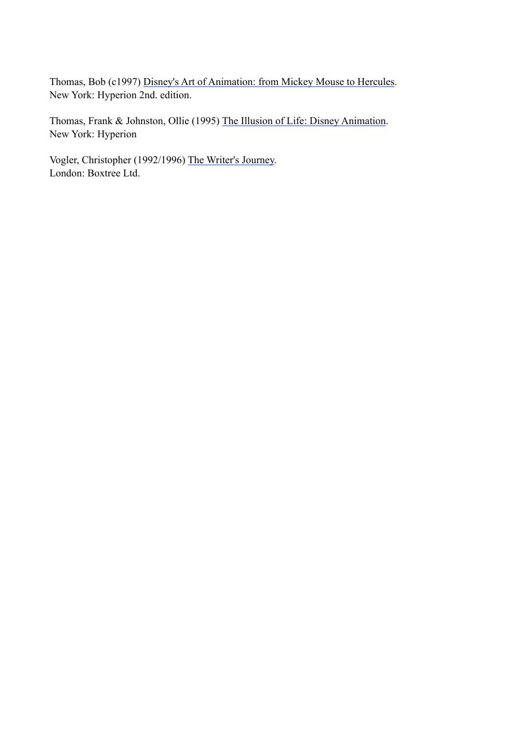Thomas, Bob (c1997) <u>Disney's Art of Animation: from Mickey Mouse to Hercules</u>.
New York: Hyperion 2nd. edition.

Thomas, Frank & Johnston, Ollie (1995) <u>The Illusion of Life: Disney Animation</u>.
New York: Hyperion

Vogler, Christopher (1992/1996) <u>The Writer's Journey</u>.
London: Boxtree Ltd.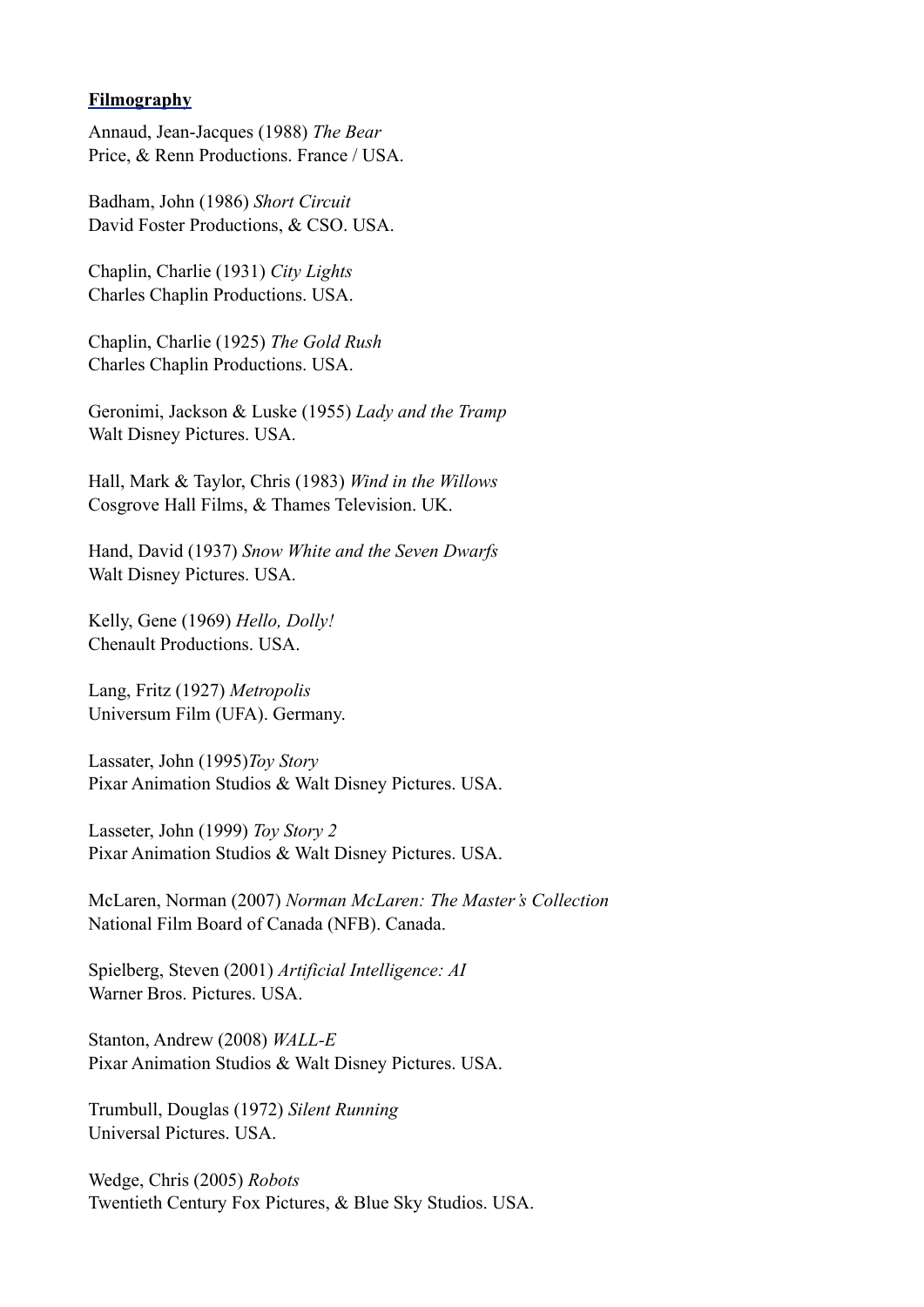**Filmography**

Annaud, Jean-Jacques (1988) *The Bear*
Price, & Renn Productions. France / USA.

Badham, John (1986) *Short Circuit*
David Foster Productions, & CSO. USA.

Chaplin, Charlie (1931) *City Lights*
Charles Chaplin Productions. USA.

Chaplin, Charlie (1925) *The Gold Rush*
Charles Chaplin Productions. USA.

Geronimi, Jackson & Luske (1955) *Lady and the Tramp*
Walt Disney Pictures. USA.

Hall, Mark & Taylor, Chris (1983) *Wind in the Willows*
Cosgrove Hall Films, & Thames Television. UK.

Hand, David (1937) *Snow White and the Seven Dwarfs*
Walt Disney Pictures. USA.

Kelly, Gene (1969) *Hello, Dolly!*
Chenault Productions. USA.

Lang, Fritz (1927) *Metropolis*
Universum Film (UFA). Germany.

Lassater, John (1995)*Toy Story*
Pixar Animation Studios & Walt Disney Pictures. USA.

Lasseter, John (1999) *Toy Story 2*
Pixar Animation Studios & Walt Disney Pictures. USA.

McLaren, Norman (2007) *Norman McLaren: The Master's Collection*
National Film Board of Canada (NFB). Canada.

Spielberg, Steven (2001) *Artificial Intelligence: AI*
Warner Bros. Pictures. USA.

Stanton, Andrew (2008) *WALL-E*
Pixar Animation Studios & Walt Disney Pictures. USA.

Trumbull, Douglas (1972) *Silent Running*
Universal Pictures. USA.

Wedge, Chris (2005) *Robots*
Twentieth Century Fox Pictures, & Blue Sky Studios. USA.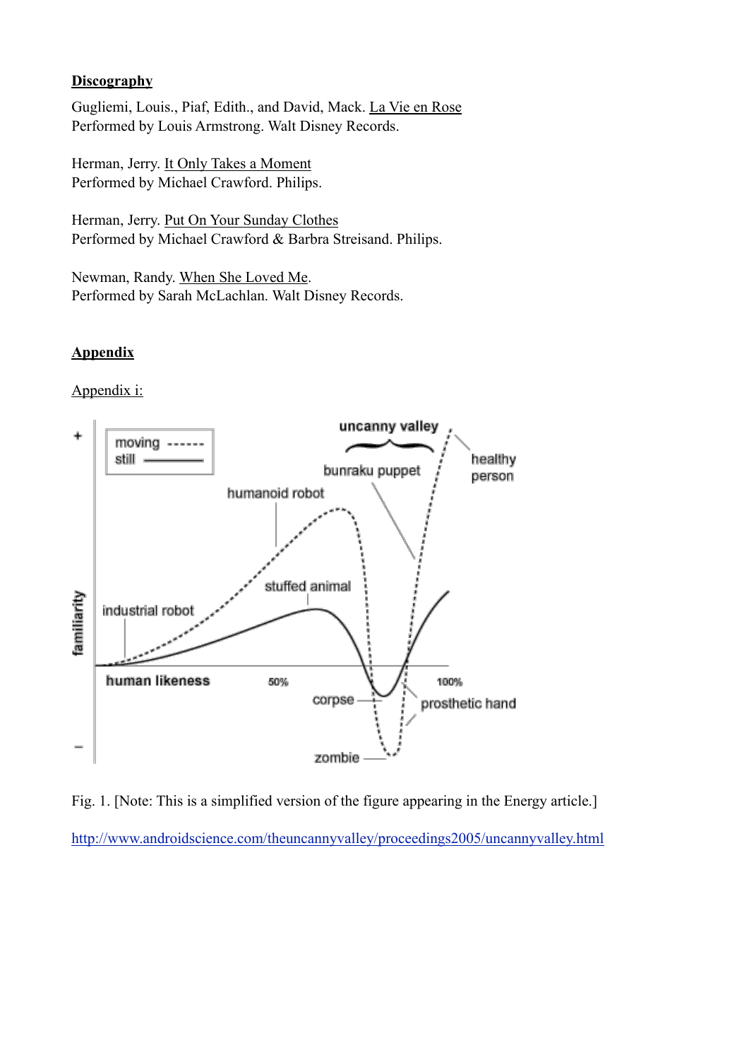**Discography**

Gugliemi, Louis., Piaf, Edith., and David, Mack. La Vie en Rose
Performed by Louis Armstrong. Walt Disney Records.

Herman, Jerry. It Only Takes a Moment
Performed by Michael Crawford. Philips.

Herman, Jerry. Put On Your Sunday Clothes
Performed by Michael Crawford & Barbra Streisand. Philips.

Newman, Randy. When She Loved Me.
Performed by Sarah McLachlan. Walt Disney Records.

**Appendix**

Appendix i:

uncanny valley

moving
still

bunraku puppet

healthy person

humanoid robot

stuffed animal

industrial robot

familiarity

+

−

human likeness

50%

100%

corpse

prosthetic hand

zombie

Fig. 1. [Note: This is a simplified version of the figure appearing in the Energy article.]

http://www.androidscience.com/theuncannyvalley/proceedings2005/uncannyvalley.html